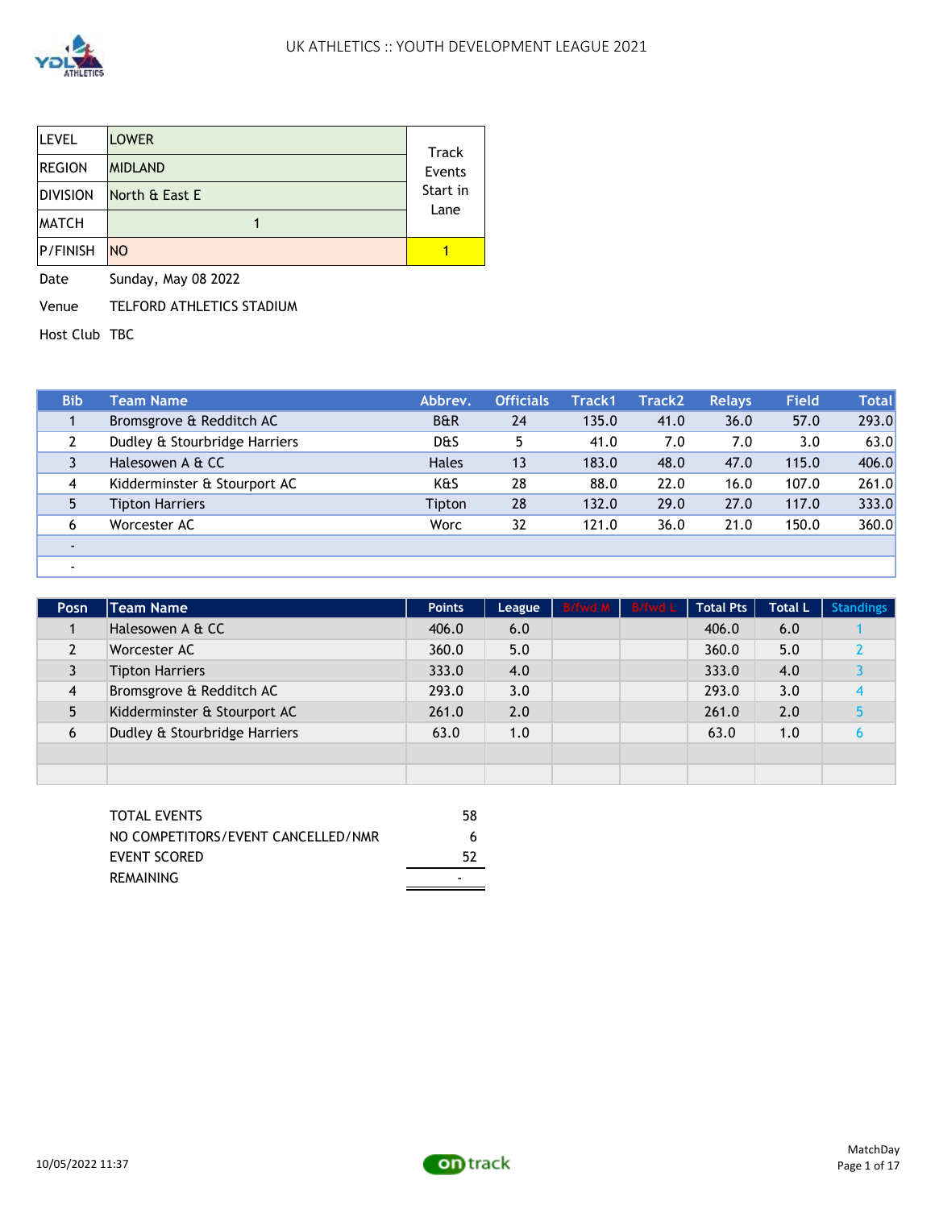# UK ATHLETICS :: YOUTH DEVELOPMENT LEAGUE 2021

| | | |
|---|---|---|
| LEVEL | LOWER | Track Events Start in Lane |
| REGION | MIDLAND | |
| DIVISION | North & East E | |
| MATCH | 1 | |
| P/FINISH | NO | 1 |

Date Sunday, May 08 2022

Venue TELFORD ATHLETICS STADIUM

Host Club TBC

| Bib | Team Name | Abbrev. | Officials | Track1 | Track2 | Relays | Field | Total |
|---|---|---|---|---|---|---|---|---|
| 1 | Bromsgrove & Redditch AC | B&R | 24 | 135.0 | 41.0 | 36.0 | 57.0 | 293.0 |
| 2 | Dudley & Stourbridge Harriers | D&S | 5 | 41.0 | 7.0 | 7.0 | 3.0 | 63.0 |
| 3 | Halesowen A & CC | Hales | 13 | 183.0 | 48.0 | 47.0 | 115.0 | 406.0 |
| 4 | Kidderminster & Stourport AC | K&S | 28 | 88.0 | 22.0 | 16.0 | 107.0 | 261.0 |
| 5 | Tipton Harriers | Tipton | 28 | 132.0 | 29.0 | 27.0 | 117.0 | 333.0 |
| 6 | Worcester AC | Worc | 32 | 121.0 | 36.0 | 21.0 | 150.0 | 360.0 |
| - | | | | | | | | |
| - | | | | | | | | |

| Posn | Team Name | Points | League | B/fwd M | B/fwd L | Total Pts | Total L | Standings |
|---|---|---|---|---|---|---|---|---|
| 1 | Halesowen A & CC | 406.0 | 6.0 | | | 406.0 | 6.0 | 1 |
| 2 | Worcester AC | 360.0 | 5.0 | | | 360.0 | 5.0 | 2 |
| 3 | Tipton Harriers | 333.0 | 4.0 | | | 333.0 | 4.0 | 3 |
| 4 | Bromsgrove & Redditch AC | 293.0 | 3.0 | | | 293.0 | 3.0 | 4 |
| 5 | Kidderminster & Stourport AC | 261.0 | 2.0 | | | 261.0 | 2.0 | 5 |
| 6 | Dudley & Stourbridge Harriers | 63.0 | 1.0 | | | 63.0 | 1.0 | 6 |
| | | | | | | | | |
| | | | | | | | | |

| | |
|---|---|
| TOTAL EVENTS | 58 |
| NO COMPETITORS/EVENT CANCELLED/NMR | 6 |
| EVENT SCORED | 52 |
| REMAINING | - |

10/05/2022 11:37

MatchDay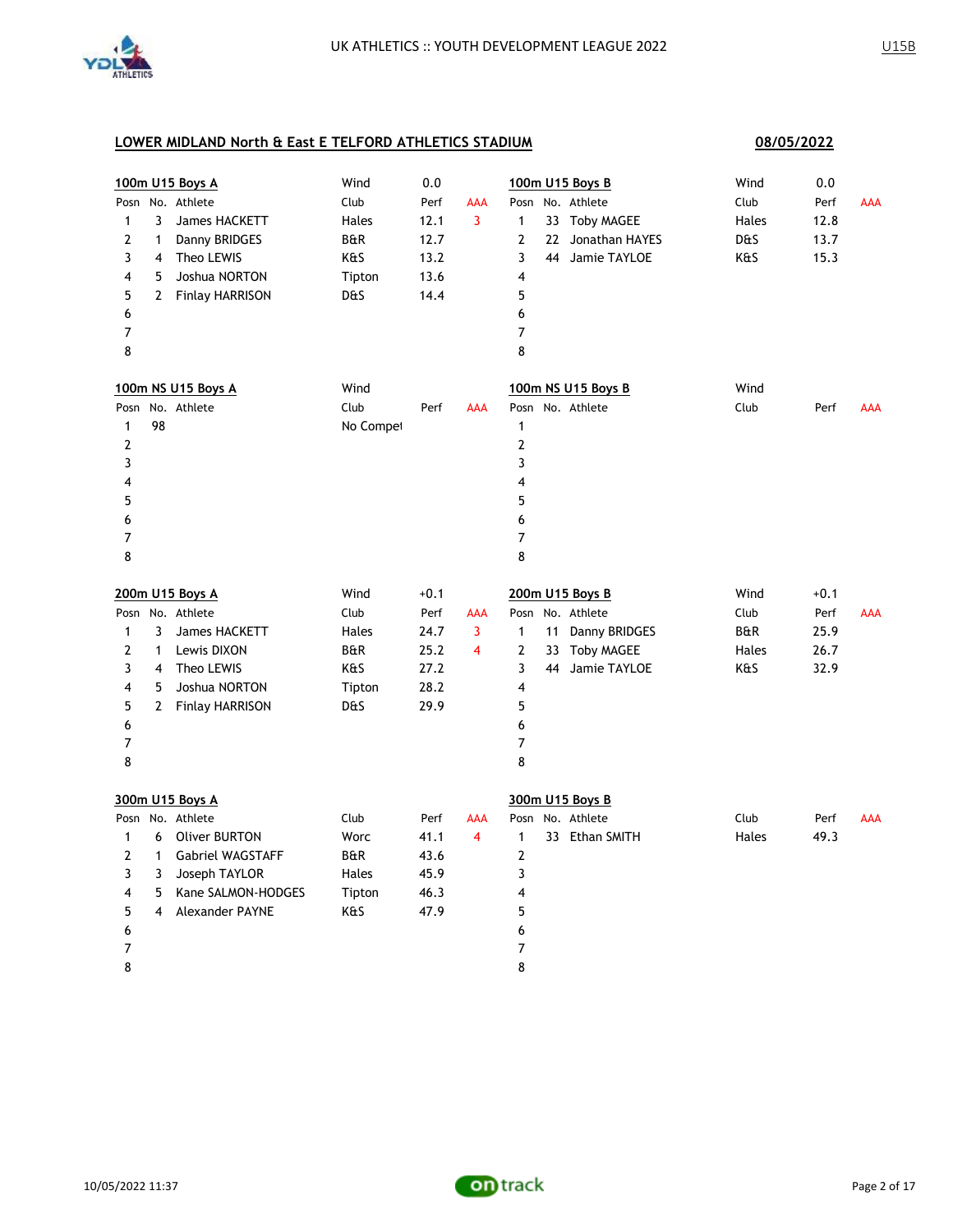UK ATHLETICS :: YOUTH DEVELOPMENT LEAGUE 2022

U15B

## LOWER MIDLAND North & East E TELFORD ATHLETICS STADIUM

08/05/2022

### 100m U15 Boys A

Wind 0.0

| Posn | No. | Athlete | Club | Perf | AAA |
|---|---|---|---|---|---|
| 1 | 3 | James HACKETT | Hales | 12.1 | 3 |
| 2 | 1 | Danny BRIDGES | B&R | 12.7 | |
| 3 | 4 | Theo LEWIS | K&S | 13.2 | |
| 4 | 5 | Joshua NORTON | Tipton | 13.6 | |
| 5 | 2 | Finlay HARRISON | D&S | 14.4 | |
| 6 | | | | | |
| 7 | | | | | |
| 8 | | | | | |

### 100m U15 Boys B

Wind 0.0

| Posn | No. | Athlete | Club | Perf | AAA |
|---|---|---|---|---|---|
| 1 | 33 | Toby MAGEE | Hales | 12.8 | |
| 2 | 22 | Jonathan HAYES | D&S | 13.7 | |
| 3 | 44 | Jamie TAYLOE | K&S | 15.3 | |
| 4 | | | | | |
| 5 | | | | | |
| 6 | | | | | |
| 7 | | | | | |
| 8 | | | | | |

### 100m NS U15 Boys A

Wind

| Posn | No. | Athlete | Club | Perf | AAA |
|---|---|---|---|---|---|
| 1 | 98 | | No Compet | | |
| 2 | | | | | |
| 3 | | | | | |
| 4 | | | | | |
| 5 | | | | | |
| 6 | | | | | |
| 7 | | | | | |
| 8 | | | | | |

### 100m NS U15 Boys B

Wind

| Posn | No. | Athlete | Club | Perf | AAA |
|---|---|---|---|---|---|
| 1 | | | | | |
| 2 | | | | | |
| 3 | | | | | |
| 4 | | | | | |
| 5 | | | | | |
| 6 | | | | | |
| 7 | | | | | |
| 8 | | | | | |

### 200m U15 Boys A

Wind +0.1

| Posn | No. | Athlete | Club | Perf | AAA |
|---|---|---|---|---|---|
| 1 | 3 | James HACKETT | Hales | 24.7 | 3 |
| 2 | 1 | Lewis DIXON | B&R | 25.2 | 4 |
| 3 | 4 | Theo LEWIS | K&S | 27.2 | |
| 4 | 5 | Joshua NORTON | Tipton | 28.2 | |
| 5 | 2 | Finlay HARRISON | D&S | 29.9 | |
| 6 | | | | | |
| 7 | | | | | |
| 8 | | | | | |

### 200m U15 Boys B

Wind +0.1

| Posn | No. | Athlete | Club | Perf | AAA |
|---|---|---|---|---|---|
| 1 | 11 | Danny BRIDGES | B&R | 25.9 | |
| 2 | 33 | Toby MAGEE | Hales | 26.7 | |
| 3 | 44 | Jamie TAYLOE | K&S | 32.9 | |
| 4 | | | | | |
| 5 | | | | | |
| 6 | | | | | |
| 7 | | | | | |
| 8 | | | | | |

### 300m U15 Boys A

| Posn | No. | Athlete | Club | Perf | AAA |
|---|---|---|---|---|---|
| 1 | 6 | Oliver BURTON | Worc | 41.1 | 4 |
| 2 | 1 | Gabriel WAGSTAFF | B&R | 43.6 | |
| 3 | 3 | Joseph TAYLOR | Hales | 45.9 | |
| 4 | 5 | Kane SALMON-HODGES | Tipton | 46.3 | |
| 5 | 4 | Alexander PAYNE | K&S | 47.9 | |
| 6 | | | | | |
| 7 | | | | | |
| 8 | | | | | |

### 300m U15 Boys B

| Posn | No. | Athlete | Club | Perf | AAA |
|---|---|---|---|---|---|
| 1 | 33 | Ethan SMITH | Hales | 49.3 | |
| 2 | | | | | |
| 3 | | | | | |
| 4 | | | | | |
| 5 | | | | | |
| 6 | | | | | |
| 7 | | | | | |
| 8 | | | | | |

10/05/2022 11:37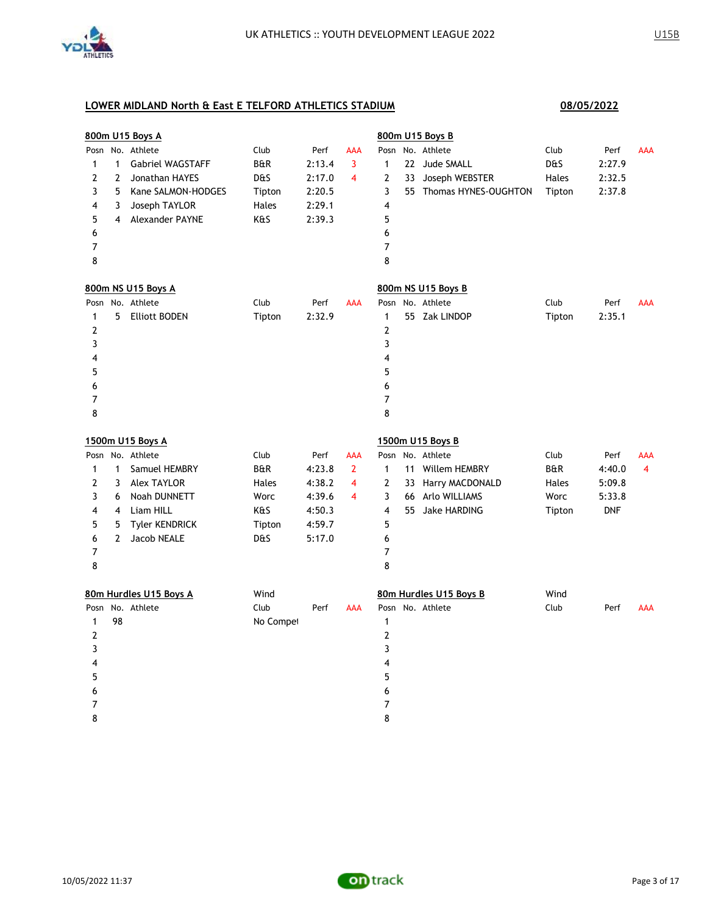## LOWER MIDLAND North & East E TELFORD ATHLETICS STADIUM

**08/05/2022**

### 800m U15 Boys A

| Posn | No. | Athlete | Club | Perf | AAA |
|---|---|---|---|---|---|
| 1 | 1 | Gabriel WAGSTAFF | B&R | 2:13.4 | 3 |
| 2 | 2 | Jonathan HAYES | D&S | 2:17.0 | 4 |
| 3 | 5 | Kane SALMON-HODGES | Tipton | 2:20.5 | |
| 4 | 3 | Joseph TAYLOR | Hales | 2:29.1 | |
| 5 | 4 | Alexander PAYNE | K&S | 2:39.3 | |
| 6 | | | | | |
| 7 | | | | | |
| 8 | | | | | |

### 800m U15 Boys B

| Posn | No. | Athlete | Club | Perf | AAA |
|---|---|---|---|---|---|
| 1 | 22 | Jude SMALL | D&S | 2:27.9 | |
| 2 | 33 | Joseph WEBSTER | Hales | 2:32.5 | |
| 3 | 55 | Thomas HYNES-OUGHTON | Tipton | 2:37.8 | |
| 4 | | | | | |
| 5 | | | | | |
| 6 | | | | | |
| 7 | | | | | |
| 8 | | | | | |

### 800m NS U15 Boys A

| Posn | No. | Athlete | Club | Perf | AAA |
|---|---|---|---|---|---|
| 1 | 5 | Elliott BODEN | Tipton | 2:32.9 | |
| 2 | | | | | |
| 3 | | | | | |
| 4 | | | | | |
| 5 | | | | | |
| 6 | | | | | |
| 7 | | | | | |
| 8 | | | | | |

### 800m NS U15 Boys B

| Posn | No. | Athlete | Club | Perf | AAA |
|---|---|---|---|---|---|
| 1 | 55 | Zak LINDOP | Tipton | 2:35.1 | |
| 2 | | | | | |
| 3 | | | | | |
| 4 | | | | | |
| 5 | | | | | |
| 6 | | | | | |
| 7 | | | | | |
| 8 | | | | | |

### 1500m U15 Boys A

| Posn | No. | Athlete | Club | Perf | AAA |
|---|---|---|---|---|---|
| 1 | 1 | Samuel HEMBRY | B&R | 4:23.8 | 2 |
| 2 | 3 | Alex TAYLOR | Hales | 4:38.2 | 4 |
| 3 | 6 | Noah DUNNETT | Worc | 4:39.6 | 4 |
| 4 | 4 | Liam HILL | K&S | 4:50.3 | |
| 5 | 5 | Tyler KENDRICK | Tipton | 4:59.7 | |
| 6 | 2 | Jacob NEALE | D&S | 5:17.0 | |
| 7 | | | | | |
| 8 | | | | | |

### 1500m U15 Boys B

| Posn | No. | Athlete | Club | Perf | AAA |
|---|---|---|---|---|---|
| 1 | 11 | Willem HEMBRY | B&R | 4:40.0 | 4 |
| 2 | 33 | Harry MACDONALD | Hales | 5:09.8 | |
| 3 | 66 | Arlo WILLIAMS | Worc | 5:33.8 | |
| 4 | 55 | Jake HARDING | Tipton | DNF | |
| 5 | | | | | |
| 6 | | | | | |
| 7 | | | | | |
| 8 | | | | | |

### 80m Hurdles U15 Boys A

Wind

| Posn | No. | Athlete | Club | Perf | AAA |
|---|---|---|---|---|---|
| 1 | 98 | | No Compet | | |
| 2 | | | | | |
| 3 | | | | | |
| 4 | | | | | |
| 5 | | | | | |
| 6 | | | | | |
| 7 | | | | | |
| 8 | | | | | |

### 80m Hurdles U15 Boys B

Wind

| Posn | No. | Athlete | Club | Perf | AAA |
|---|---|---|---|---|---|
| 1 | | | | | |
| 2 | | | | | |
| 3 | | | | | |
| 4 | | | | | |
| 5 | | | | | |
| 6 | | | | | |
| 7 | | | | | |
| 8 | | | | | |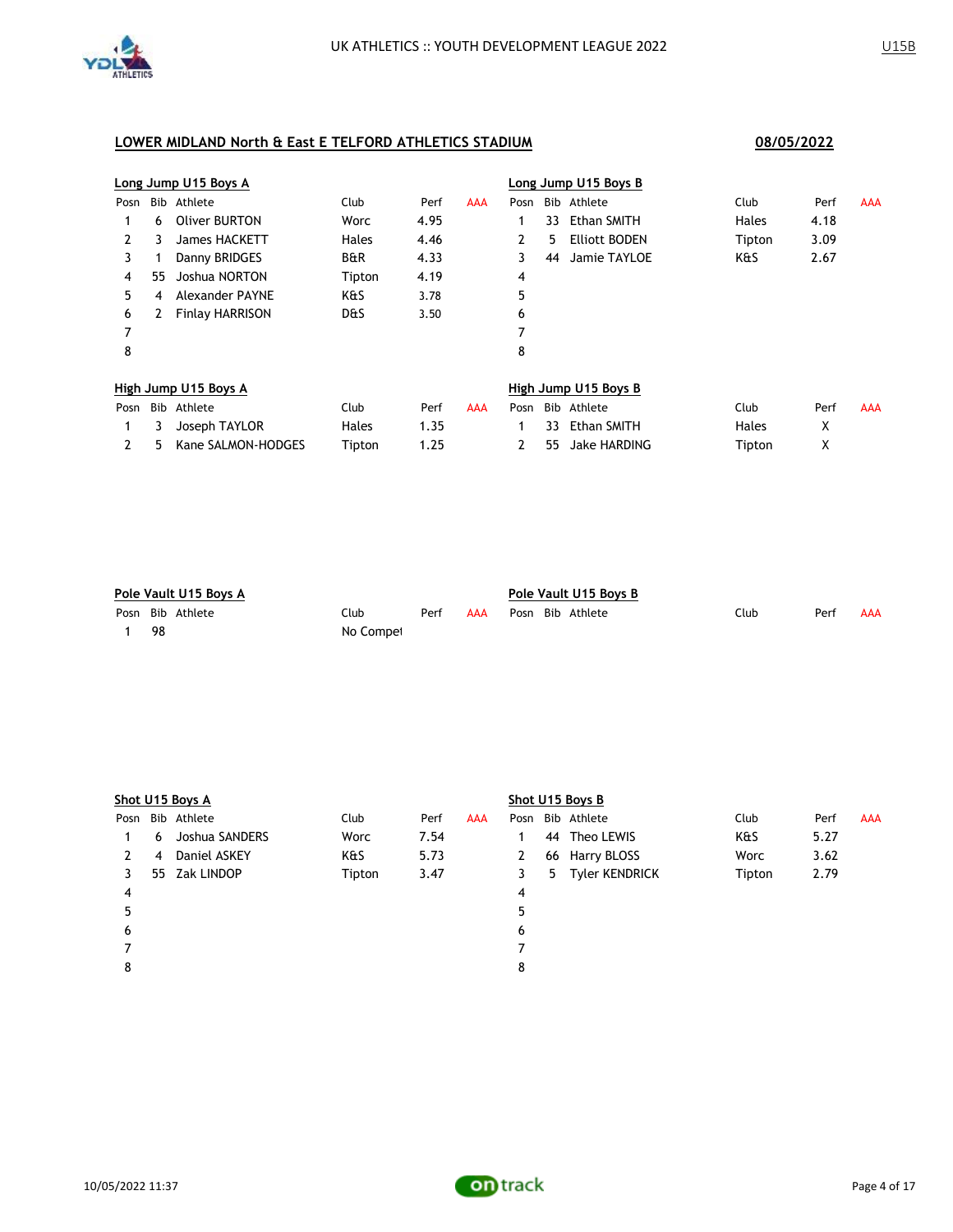## LOWER MIDLAND North & East E TELFORD ATHLETICS STADIUM

**08/05/2022**

### Long Jump U15 Boys A

| Posn | Bib | Athlete | Club | Perf | AAA |
|---|---|---|---|---|---|
| 1 | 6 | Oliver BURTON | Worc | 4.95 | |
| 2 | 3 | James HACKETT | Hales | 4.46 | |
| 3 | 1 | Danny BRIDGES | B&R | 4.33 | |
| 4 | 55 | Joshua NORTON | Tipton | 4.19 | |
| 5 | 4 | Alexander PAYNE | K&S | 3.78 | |
| 6 | 2 | Finlay HARRISON | D&S | 3.50 | |
| 7 | | | | | |
| 8 | | | | | |

### Long Jump U15 Boys B

| Posn | Bib | Athlete | Club | Perf | AAA |
|---|---|---|---|---|---|
| 1 | 33 | Ethan SMITH | Hales | 4.18 | |
| 2 | 5 | Elliott BODEN | Tipton | 3.09 | |
| 3 | 44 | Jamie TAYLOE | K&S | 2.67 | |
| 4 | | | | | |
| 5 | | | | | |
| 6 | | | | | |
| 7 | | | | | |
| 8 | | | | | |

### High Jump U15 Boys A

| Posn | Bib | Athlete | Club | Perf | AAA |
|---|---|---|---|---|---|
| 1 | 3 | Joseph TAYLOR | Hales | 1.35 | |
| 2 | 5 | Kane SALMON-HODGES | Tipton | 1.25 | |

### High Jump U15 Boys B

| Posn | Bib | Athlete | Club | Perf | AAA |
|---|---|---|---|---|---|
| 1 | 33 | Ethan SMITH | Hales | X | |
| 2 | 55 | Jake HARDING | Tipton | X | |

### Pole Vault U15 Boys A

| Posn | Bib | Athlete | Club | Perf | AAA |
|---|---|---|---|---|---|
| 1 | 98 | | No Compet | | |

### Pole Vault U15 Boys B

| Posn | Bib | Athlete | Club | Perf | AAA |
|---|---|---|---|---|---|

### Shot U15 Boys A

| Posn | Bib | Athlete | Club | Perf | AAA |
|---|---|---|---|---|---|
| 1 | 6 | Joshua SANDERS | Worc | 7.54 | |
| 2 | 4 | Daniel ASKEY | K&S | 5.73 | |
| 3 | 55 | Zak LINDOP | Tipton | 3.47 | |
| 4 | | | | | |
| 5 | | | | | |
| 6 | | | | | |
| 7 | | | | | |
| 8 | | | | | |

### Shot U15 Boys B

| Posn | Bib | Athlete | Club | Perf | AAA |
|---|---|---|---|---|---|
| 1 | 44 | Theo LEWIS | K&S | 5.27 | |
| 2 | 66 | Harry BLOSS | Worc | 3.62 | |
| 3 | 5 | Tyler KENDRICK | Tipton | 2.79 | |
| 4 | | | | | |
| 5 | | | | | |
| 6 | | | | | |
| 7 | | | | | |
| 8 | | | | | |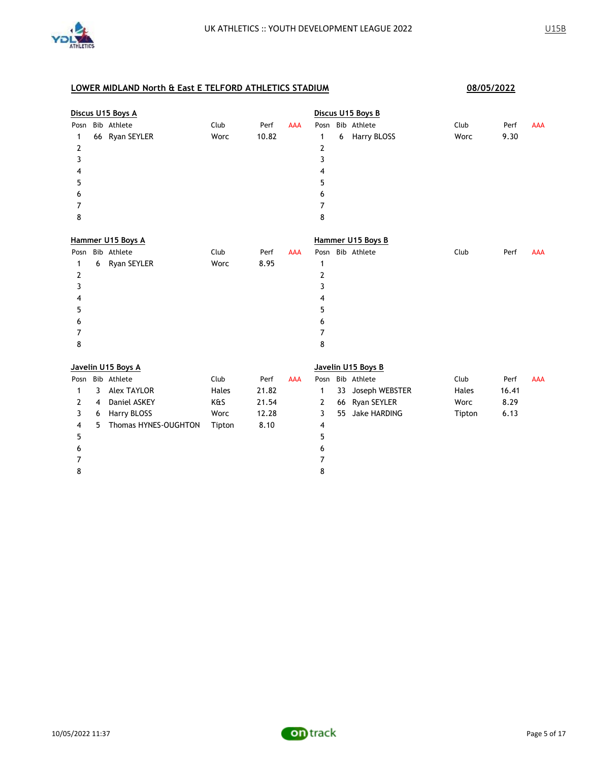## LOWER MIDLAND North & East E TELFORD ATHLETICS STADIUM

**08/05/2022**

### Discus U15 Boys A

| Posn | Bib | Athlete | Club | Perf | AAA |
|---|---|---|---|---|---|
| 1 | 66 | Ryan SEYLER | Worc | 10.82 | |
| 2 | | | | | |
| 3 | | | | | |
| 4 | | | | | |
| 5 | | | | | |
| 6 | | | | | |
| 7 | | | | | |
| 8 | | | | | |

### Discus U15 Boys B

| Posn | Bib | Athlete | Club | Perf | AAA |
|---|---|---|---|---|---|
| 1 | 6 | Harry BLOSS | Worc | 9.30 | |
| 2 | | | | | |
| 3 | | | | | |
| 4 | | | | | |
| 5 | | | | | |
| 6 | | | | | |
| 7 | | | | | |
| 8 | | | | | |

### Hammer U15 Boys A

| Posn | Bib | Athlete | Club | Perf | AAA |
|---|---|---|---|---|---|
| 1 | 6 | Ryan SEYLER | Worc | 8.95 | |
| 2 | | | | | |
| 3 | | | | | |
| 4 | | | | | |
| 5 | | | | | |
| 6 | | | | | |
| 7 | | | | | |
| 8 | | | | | |

### Hammer U15 Boys B

| Posn | Bib | Athlete | Club | Perf | AAA |
|---|---|---|---|---|---|
| 1 | | | | | |
| 2 | | | | | |
| 3 | | | | | |
| 4 | | | | | |
| 5 | | | | | |
| 6 | | | | | |
| 7 | | | | | |
| 8 | | | | | |

### Javelin U15 Boys A

| Posn | Bib | Athlete | Club | Perf | AAA |
|---|---|---|---|---|---|
| 1 | 3 | Alex TAYLOR | Hales | 21.82 | |
| 2 | 4 | Daniel ASKEY | K&S | 21.54 | |
| 3 | 6 | Harry BLOSS | Worc | 12.28 | |
| 4 | 5 | Thomas HYNES-OUGHTON | Tipton | 8.10 | |
| 5 | | | | | |
| 6 | | | | | |
| 7 | | | | | |
| 8 | | | | | |

### Javelin U15 Boys B

| Posn | Bib | Athlete | Club | Perf | AAA |
|---|---|---|---|---|---|
| 1 | 33 | Joseph WEBSTER | Hales | 16.41 | |
| 2 | 66 | Ryan SEYLER | Worc | 8.29 | |
| 3 | 55 | Jake HARDING | Tipton | 6.13 | |
| 4 | | | | | |
| 5 | | | | | |
| 6 | | | | | |
| 7 | | | | | |
| 8 | | | | | |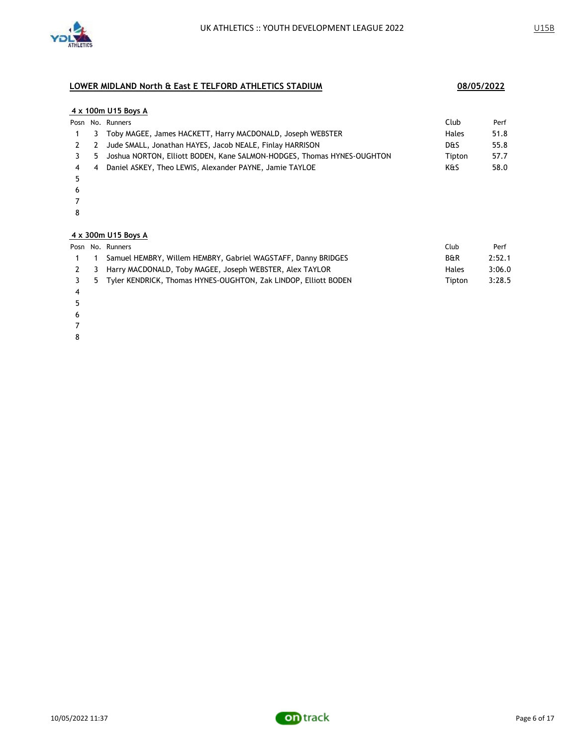## LOWER MIDLAND North & East E TELFORD ATHLETICS STADIUM

**08/05/2022**

### 4 x 100m U15 Boys A

| Posn | No. | Runners | Club | Perf |
|---|---|---|---|---|
| 1 | 3 | Toby MAGEE, James HACKETT, Harry MACDONALD, Joseph WEBSTER | Hales | 51.8 |
| 2 | 2 | Jude SMALL, Jonathan HAYES, Jacob NEALE, Finlay HARRISON | D&S | 55.8 |
| 3 | 5 | Joshua NORTON, Elliott BODEN, Kane SALMON-HODGES, Thomas HYNES-OUGHTON | Tipton | 57.7 |
| 4 | 4 | Daniel ASKEY, Theo LEWIS, Alexander PAYNE, Jamie TAYLOE | K&S | 58.0 |
| 5 | | | | |
| 6 | | | | |
| 7 | | | | |
| 8 | | | | |

### 4 x 300m U15 Boys A

| Posn | No. | Runners | Club | Perf |
|---|---|---|---|---|
| 1 | 1 | Samuel HEMBRY, Willem HEMBRY, Gabriel WAGSTAFF, Danny BRIDGES | B&R | 2:52.1 |
| 2 | 3 | Harry MACDONALD, Toby MAGEE, Joseph WEBSTER, Alex TAYLOR | Hales | 3:06.0 |
| 3 | 5 | Tyler KENDRICK, Thomas HYNES-OUGHTON, Zak LINDOP, Elliott BODEN | Tipton | 3:28.5 |
| 4 | | | | |
| 5 | | | | |
| 6 | | | | |
| 7 | | | | |
| 8 | | | | |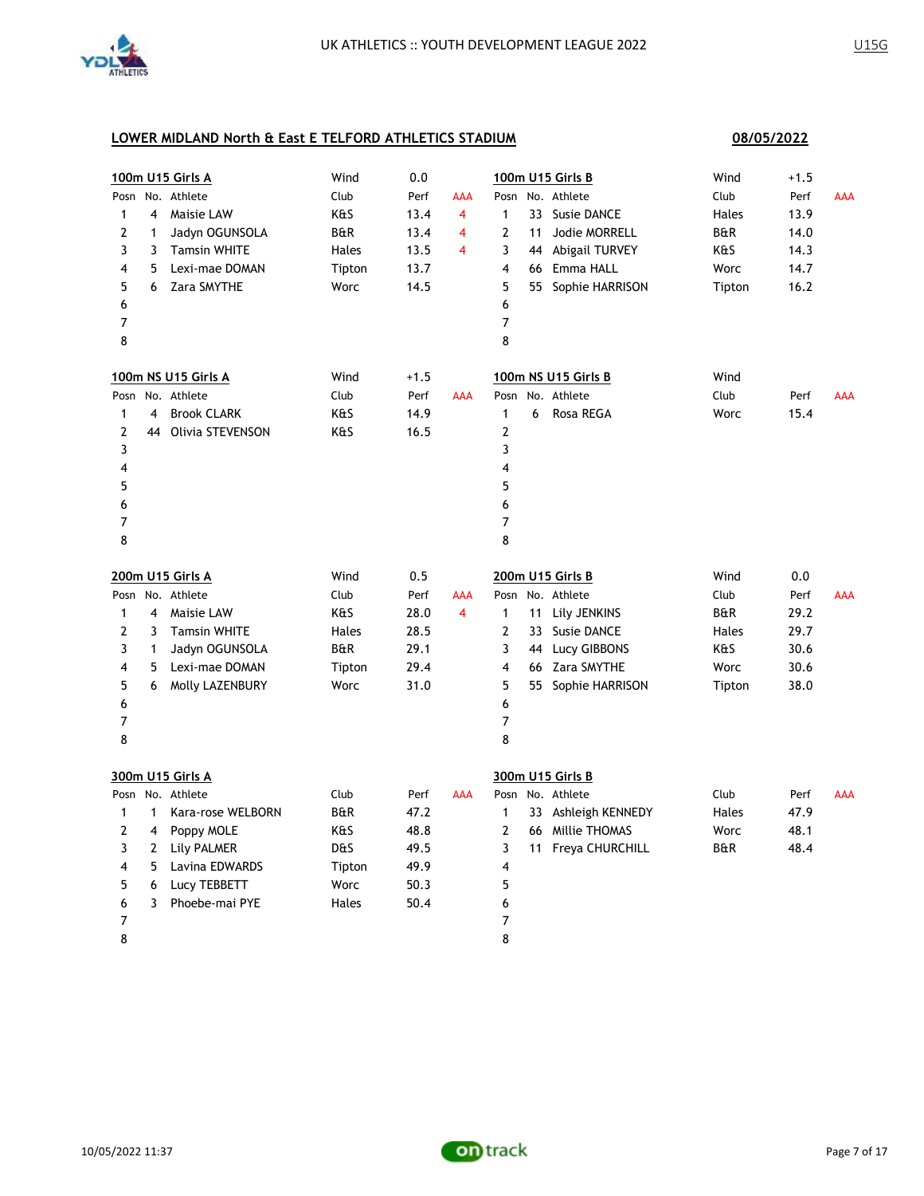## LOWER MIDLAND North & East E TELFORD ATHLETICS STADIUM

**08/05/2022**

### 100m U15 Girls A

Wind 0.0

| Posn | No. | Athlete | Club | Perf | AAA |
|---|---|---|---|---|---|
| 1 | 4 | Maisie LAW | K&S | 13.4 | 4 |
| 2 | 1 | Jadyn OGUNSOLA | B&R | 13.4 | 4 |
| 3 | 3 | Tamsin WHITE | Hales | 13.5 | 4 |
| 4 | 5 | Lexi-mae DOMAN | Tipton | 13.7 | |
| 5 | 6 | Zara SMYTHE | Worc | 14.5 | |
| 6 | | | | | |
| 7 | | | | | |
| 8 | | | | | |

### 100m U15 Girls B

Wind +1.5

| Posn | No. | Athlete | Club | Perf | AAA |
|---|---|---|---|---|---|
| 1 | 33 | Susie DANCE | Hales | 13.9 | |
| 2 | 11 | Jodie MORRELL | B&R | 14.0 | |
| 3 | 44 | Abigail TURVEY | K&S | 14.3 | |
| 4 | 66 | Emma HALL | Worc | 14.7 | |
| 5 | 55 | Sophie HARRISON | Tipton | 16.2 | |
| 6 | | | | | |
| 7 | | | | | |
| 8 | | | | | |

### 100m NS U15 Girls A

Wind +1.5

| Posn | No. | Athlete | Club | Perf | AAA |
|---|---|---|---|---|---|
| 1 | 4 | Brook CLARK | K&S | 14.9 | |
| 2 | 44 | Olivia STEVENSON | K&S | 16.5 | |
| 3 | | | | | |
| 4 | | | | | |
| 5 | | | | | |
| 6 | | | | | |
| 7 | | | | | |
| 8 | | | | | |

### 100m NS U15 Girls B

Wind

| Posn | No. | Athlete | Club | Perf | AAA |
|---|---|---|---|---|---|
| 1 | 6 | Rosa REGA | Worc | 15.4 | |
| 2 | | | | | |
| 3 | | | | | |
| 4 | | | | | |
| 5 | | | | | |
| 6 | | | | | |
| 7 | | | | | |
| 8 | | | | | |

### 200m U15 Girls A

Wind 0.5

| Posn | No. | Athlete | Club | Perf | AAA |
|---|---|---|---|---|---|
| 1 | 4 | Maisie LAW | K&S | 28.0 | 4 |
| 2 | 3 | Tamsin WHITE | Hales | 28.5 | |
| 3 | 1 | Jadyn OGUNSOLA | B&R | 29.1 | |
| 4 | 5 | Lexi-mae DOMAN | Tipton | 29.4 | |
| 5 | 6 | Molly LAZENBURY | Worc | 31.0 | |
| 6 | | | | | |
| 7 | | | | | |
| 8 | | | | | |

### 200m U15 Girls B

Wind 0.0

| Posn | No. | Athlete | Club | Perf | AAA |
|---|---|---|---|---|---|
| 1 | 11 | Lily JENKINS | B&R | 29.2 | |
| 2 | 33 | Susie DANCE | Hales | 29.7 | |
| 3 | 44 | Lucy GIBBONS | K&S | 30.6 | |
| 4 | 66 | Zara SMYTHE | Worc | 30.6 | |
| 5 | 55 | Sophie HARRISON | Tipton | 38.0 | |
| 6 | | | | | |
| 7 | | | | | |
| 8 | | | | | |

### 300m U15 Girls A

| Posn | No. | Athlete | Club | Perf | AAA |
|---|---|---|---|---|---|
| 1 | 1 | Kara-rose WELBORN | B&R | 47.2 | |
| 2 | 4 | Poppy MOLE | K&S | 48.8 | |
| 3 | 2 | Lily PALMER | D&S | 49.5 | |
| 4 | 5 | Lavina EDWARDS | Tipton | 49.9 | |
| 5 | 6 | Lucy TEBBETT | Worc | 50.3 | |
| 6 | 3 | Phoebe-mai PYE | Hales | 50.4 | |
| 7 | | | | | |
| 8 | | | | | |

### 300m U15 Girls B

| Posn | No. | Athlete | Club | Perf | AAA |
|---|---|---|---|---|---|
| 1 | 33 | Ashleigh KENNEDY | Hales | 47.9 | |
| 2 | 66 | Millie THOMAS | Worc | 48.1 | |
| 3 | 11 | Freya CHURCHILL | B&R | 48.4 | |
| 4 | | | | | |
| 5 | | | | | |
| 6 | | | | | |
| 7 | | | | | |
| 8 | | | | | |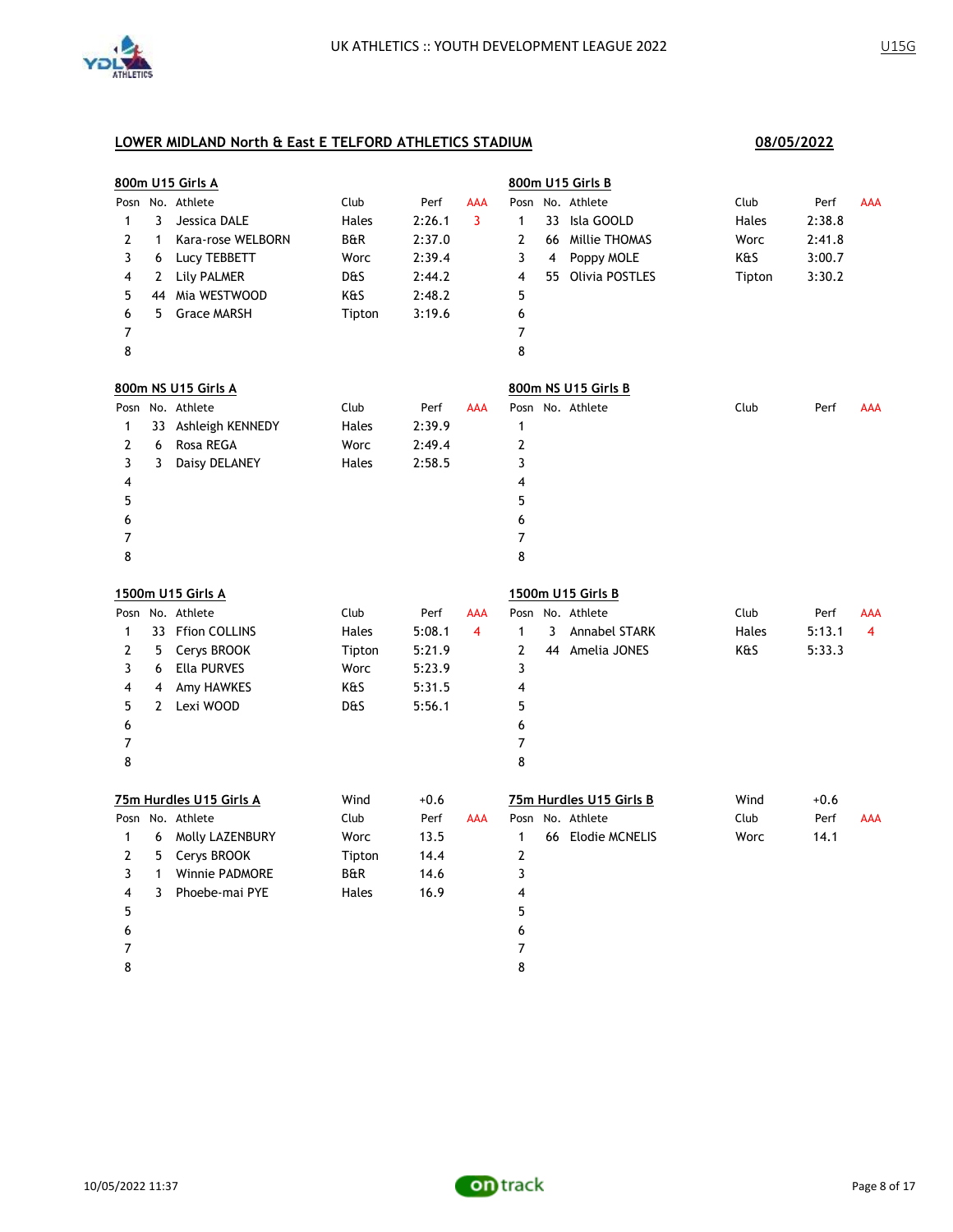## LOWER MIDLAND North & East E TELFORD ATHLETICS STADIUM

**08/05/2022**

### 800m U15 Girls A

| Posn | No. | Athlete | Club | Perf | AAA |
|---|---|---|---|---|---|
| 1 | 3 | Jessica DALE | Hales | 2:26.1 | 3 |
| 2 | 1 | Kara-rose WELBORN | B&R | 2:37.0 | |
| 3 | 6 | Lucy TEBBETT | Worc | 2:39.4 | |
| 4 | 2 | Lily PALMER | D&S | 2:44.2 | |
| 5 | 44 | Mia WESTWOOD | K&S | 2:48.2 | |
| 6 | 5 | Grace MARSH | Tipton | 3:19.6 | |
| 7 | | | | | |
| 8 | | | | | |

### 800m U15 Girls B

| Posn | No. | Athlete | Club | Perf | AAA |
|---|---|---|---|---|---|
| 1 | 33 | Isla GOOLD | Hales | 2:38.8 | |
| 2 | 66 | Millie THOMAS | Worc | 2:41.8 | |
| 3 | 4 | Poppy MOLE | K&S | 3:00.7 | |
| 4 | 55 | Olivia POSTLES | Tipton | 3:30.2 | |
| 5 | | | | | |
| 6 | | | | | |
| 7 | | | | | |
| 8 | | | | | |

### 800m NS U15 Girls A

| Posn | No. | Athlete | Club | Perf | AAA |
|---|---|---|---|---|---|
| 1 | 33 | Ashleigh KENNEDY | Hales | 2:39.9 | |
| 2 | 6 | Rosa REGA | Worc | 2:49.4 | |
| 3 | 3 | Daisy DELANEY | Hales | 2:58.5 | |
| 4 | | | | | |
| 5 | | | | | |
| 6 | | | | | |
| 7 | | | | | |
| 8 | | | | | |

### 800m NS U15 Girls B

| Posn | No. | Athlete | Club | Perf | AAA |
|---|---|---|---|---|---|
| 1 | | | | | |
| 2 | | | | | |
| 3 | | | | | |
| 4 | | | | | |
| 5 | | | | | |
| 6 | | | | | |
| 7 | | | | | |
| 8 | | | | | |

### 1500m U15 Girls A

| Posn | No. | Athlete | Club | Perf | AAA |
|---|---|---|---|---|---|
| 1 | 33 | Ffion COLLINS | Hales | 5:08.1 | 4 |
| 2 | 5 | Cerys BROOK | Tipton | 5:21.9 | |
| 3 | 6 | Ella PURVES | Worc | 5:23.9 | |
| 4 | 4 | Amy HAWKES | K&S | 5:31.5 | |
| 5 | 2 | Lexi WOOD | D&S | 5:56.1 | |
| 6 | | | | | |
| 7 | | | | | |
| 8 | | | | | |

### 1500m U15 Girls B

| Posn | No. | Athlete | Club | Perf | AAA |
|---|---|---|---|---|---|
| 1 | 3 | Annabel STARK | Hales | 5:13.1 | 4 |
| 2 | 44 | Amelia JONES | K&S | 5:33.3 | |
| 3 | | | | | |
| 4 | | | | | |
| 5 | | | | | |
| 6 | | | | | |
| 7 | | | | | |
| 8 | | | | | |

### 75m Hurdles U15 Girls A

Wind +0.6

| Posn | No. | Athlete | Club | Perf | AAA |
|---|---|---|---|---|---|
| 1 | 6 | Molly LAZENBURY | Worc | 13.5 | |
| 2 | 5 | Cerys BROOK | Tipton | 14.4 | |
| 3 | 1 | Winnie PADMORE | B&R | 14.6 | |
| 4 | 3 | Phoebe-mai PYE | Hales | 16.9 | |
| 5 | | | | | |
| 6 | | | | | |
| 7 | | | | | |
| 8 | | | | | |

### 75m Hurdles U15 Girls B

Wind +0.6

| Posn | No. | Athlete | Club | Perf | AAA |
|---|---|---|---|---|---|
| 1 | 66 | Elodie MCNELIS | Worc | 14.1 | |
| 2 | | | | | |
| 3 | | | | | |
| 4 | | | | | |
| 5 | | | | | |
| 6 | | | | | |
| 7 | | | | | |
| 8 | | | | | |

10/05/2022 11:37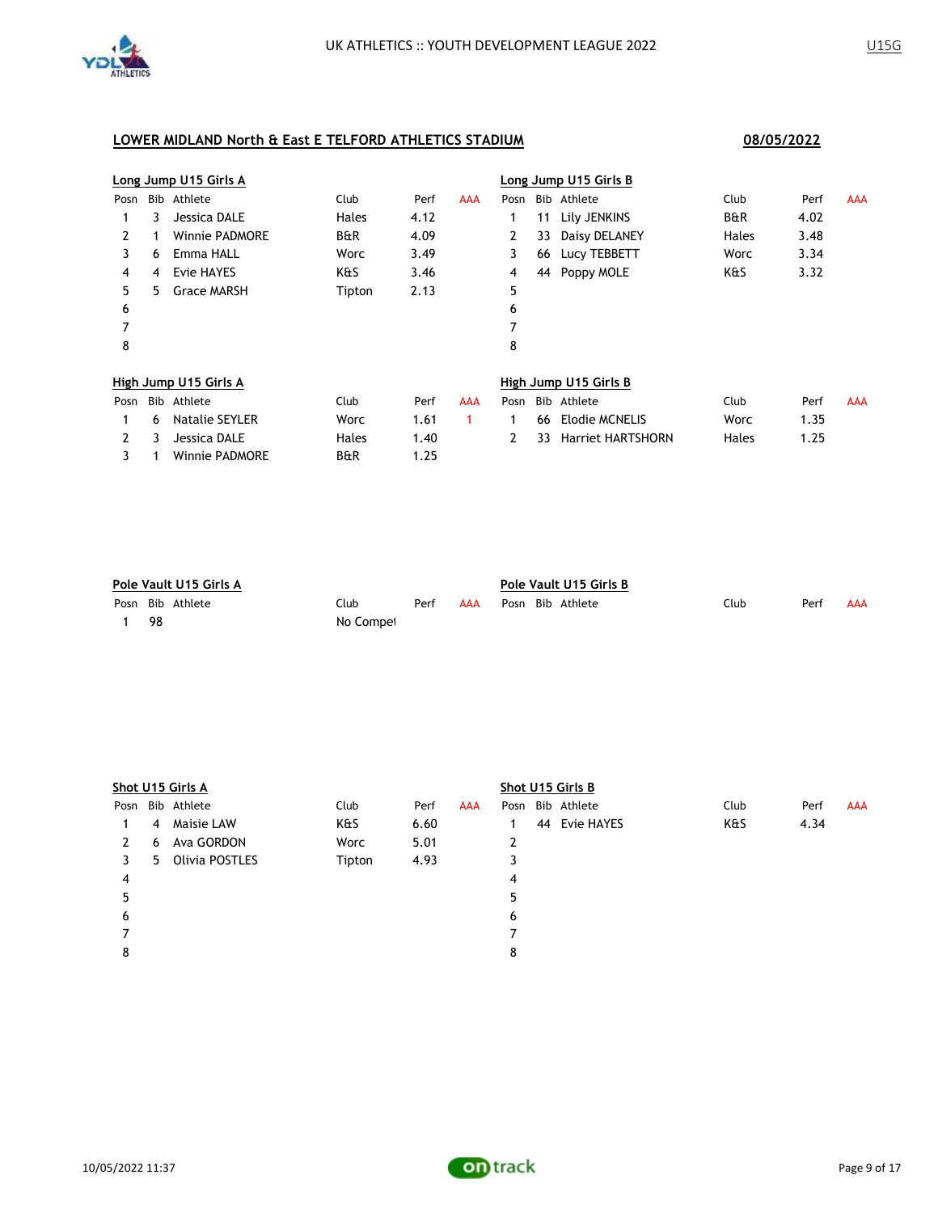## LOWER MIDLAND North & East E TELFORD ATHLETICS STADIUM

**08/05/2022**

### Long Jump U15 Girls A

| Posn | Bib | Athlete | Club | Perf | AAA |
|---|---|---|---|---|---|
| 1 | 3 | Jessica DALE | Hales | 4.12 | |
| 2 | 1 | Winnie PADMORE | B&R | 4.09 | |
| 3 | 6 | Emma HALL | Worc | 3.49 | |
| 4 | 4 | Evie HAYES | K&S | 3.46 | |
| 5 | 5 | Grace MARSH | Tipton | 2.13 | |
| 6 | | | | | |
| 7 | | | | | |
| 8 | | | | | |

### Long Jump U15 Girls B

| Posn | Bib | Athlete | Club | Perf | AAA |
|---|---|---|---|---|---|
| 1 | 11 | Lily JENKINS | B&R | 4.02 | |
| 2 | 33 | Daisy DELANEY | Hales | 3.48 | |
| 3 | 66 | Lucy TEBBETT | Worc | 3.34 | |
| 4 | 44 | Poppy MOLE | K&S | 3.32 | |
| 5 | | | | | |
| 6 | | | | | |
| 7 | | | | | |
| 8 | | | | | |

### High Jump U15 Girls A

| Posn | Bib | Athlete | Club | Perf | AAA |
|---|---|---|---|---|---|
| 1 | 6 | Natalie SEYLER | Worc | 1.61 | 1 |
| 2 | 3 | Jessica DALE | Hales | 1.40 | |
| 3 | 1 | Winnie PADMORE | B&R | 1.25 | |

### High Jump U15 Girls B

| Posn | Bib | Athlete | Club | Perf | AAA |
|---|---|---|---|---|---|
| 1 | 66 | Elodie MCNELIS | Worc | 1.35 | |
| 2 | 33 | Harriet HARTSHORN | Hales | 1.25 | |

### Pole Vault U15 Girls A

| Posn | Bib | Athlete | Club | Perf | AAA |
|---|---|---|---|---|---|
| 1 | 98 | | No Compet | | |

### Pole Vault U15 Girls B

| Posn | Bib | Athlete | Club | Perf | AAA |
|---|---|---|---|---|---|

### Shot U15 Girls A

| Posn | Bib | Athlete | Club | Perf | AAA |
|---|---|---|---|---|---|
| 1 | 4 | Maisie LAW | K&S | 6.60 | |
| 2 | 6 | Ava GORDON | Worc | 5.01 | |
| 3 | 5 | Olivia POSTLES | Tipton | 4.93 | |
| 4 | | | | | |
| 5 | | | | | |
| 6 | | | | | |
| 7 | | | | | |
| 8 | | | | | |

### Shot U15 Girls B

| Posn | Bib | Athlete | Club | Perf | AAA |
|---|---|---|---|---|---|
| 1 | 44 | Evie HAYES | K&S | 4.34 | |
| 2 | | | | | |
| 3 | | | | | |
| 4 | | | | | |
| 5 | | | | | |
| 6 | | | | | |
| 7 | | | | | |
| 8 | | | | | |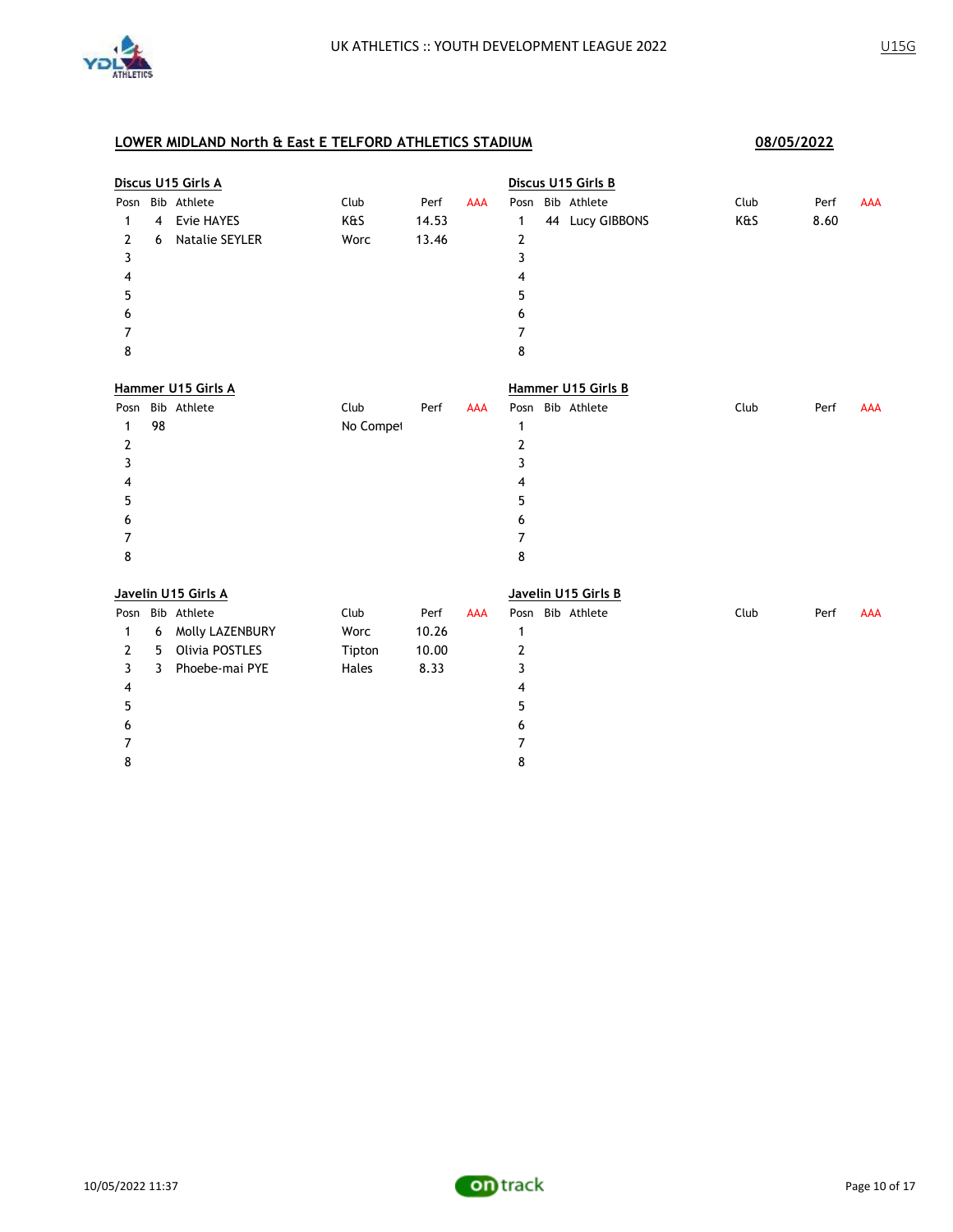UK ATHLETICS :: YOUTH DEVELOPMENT LEAGUE 2022 — U15G

## LOWER MIDLAND North & East E TELFORD ATHLETICS STADIUM — 08/05/2022

### Discus U15 Girls A

| Posn | Bib | Athlete | Club | Perf | AAA |
|---|---|---|---|---|---|
| 1 | 4 | Evie HAYES | K&S | 14.53 | |
| 2 | 6 | Natalie SEYLER | Worc | 13.46 | |
| 3 | | | | | |
| 4 | | | | | |
| 5 | | | | | |
| 6 | | | | | |
| 7 | | | | | |
| 8 | | | | | |

### Discus U15 Girls B

| Posn | Bib | Athlete | Club | Perf | AAA |
|---|---|---|---|---|---|
| 1 | 44 | Lucy GIBBONS | K&S | 8.60 | |
| 2 | | | | | |
| 3 | | | | | |
| 4 | | | | | |
| 5 | | | | | |
| 6 | | | | | |
| 7 | | | | | |
| 8 | | | | | |

### Hammer U15 Girls A

| Posn | Bib | Athlete | Club | Perf | AAA |
|---|---|---|---|---|---|
| 1 | 98 | | No Compet | | |
| 2 | | | | | |
| 3 | | | | | |
| 4 | | | | | |
| 5 | | | | | |
| 6 | | | | | |
| 7 | | | | | |
| 8 | | | | | |

### Hammer U15 Girls B

| Posn | Bib | Athlete | Club | Perf | AAA |
|---|---|---|---|---|---|
| 1 | | | | | |
| 2 | | | | | |
| 3 | | | | | |
| 4 | | | | | |
| 5 | | | | | |
| 6 | | | | | |
| 7 | | | | | |
| 8 | | | | | |

### Javelin U15 Girls A

| Posn | Bib | Athlete | Club | Perf | AAA |
|---|---|---|---|---|---|
| 1 | 6 | Molly LAZENBURY | Worc | 10.26 | |
| 2 | 5 | Olivia POSTLES | Tipton | 10.00 | |
| 3 | 3 | Phoebe-mai PYE | Hales | 8.33 | |
| 4 | | | | | |
| 5 | | | | | |
| 6 | | | | | |
| 7 | | | | | |
| 8 | | | | | |

### Javelin U15 Girls B

| Posn | Bib | Athlete | Club | Perf | AAA |
|---|---|---|---|---|---|
| 1 | | | | | |
| 2 | | | | | |
| 3 | | | | | |
| 4 | | | | | |
| 5 | | | | | |
| 6 | | | | | |
| 7 | | | | | |
| 8 | | | | | |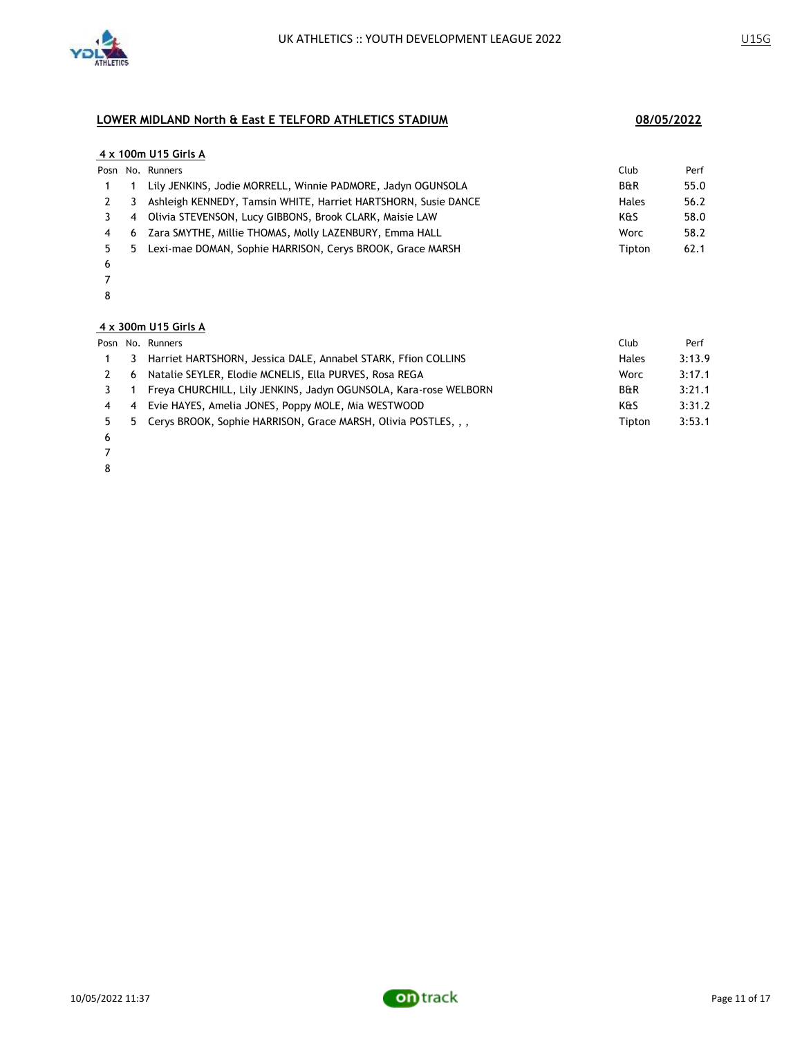## LOWER MIDLAND North & East E TELFORD ATHLETICS STADIUM

**08/05/2022**

### 4 x 100m U15 Girls A

| Posn | No. | Runners | Club | Perf |
|---|---|---|---|---|
| 1 | 1 | Lily JENKINS, Jodie MORRELL, Winnie PADMORE, Jadyn OGUNSOLA | B&R | 55.0 |
| 2 | 3 | Ashleigh KENNEDY, Tamsin WHITE, Harriet HARTSHORN, Susie DANCE | Hales | 56.2 |
| 3 | 4 | Olivia STEVENSON, Lucy GIBBONS, Brook CLARK, Maisie LAW | K&S | 58.0 |
| 4 | 6 | Zara SMYTHE, Millie THOMAS, Molly LAZENBURY, Emma HALL | Worc | 58.2 |
| 5 | 5 | Lexi-mae DOMAN, Sophie HARRISON, Cerys BROOK, Grace MARSH | Tipton | 62.1 |
| 6 | | | | |
| 7 | | | | |
| 8 | | | | |

### 4 x 300m U15 Girls A

| Posn | No. | Runners | Club | Perf |
|---|---|---|---|---|
| 1 | 3 | Harriet HARTSHORN, Jessica DALE, Annabel STARK, Ffion COLLINS | Hales | 3:13.9 |
| 2 | 6 | Natalie SEYLER, Elodie MCNELIS, Ella PURVES, Rosa REGA | Worc | 3:17.1 |
| 3 | 1 | Freya CHURCHILL, Lily JENKINS, Jadyn OGUNSOLA, Kara-rose WELBORN | B&R | 3:21.1 |
| 4 | 4 | Evie HAYES, Amelia JONES, Poppy MOLE, Mia WESTWOOD | K&S | 3:31.2 |
| 5 | 5 | Cerys BROOK, Sophie HARRISON, Grace MARSH, Olivia POSTLES, , , | Tipton | 3:53.1 |
| 6 | | | | |
| 7 | | | | |
| 8 | | | | |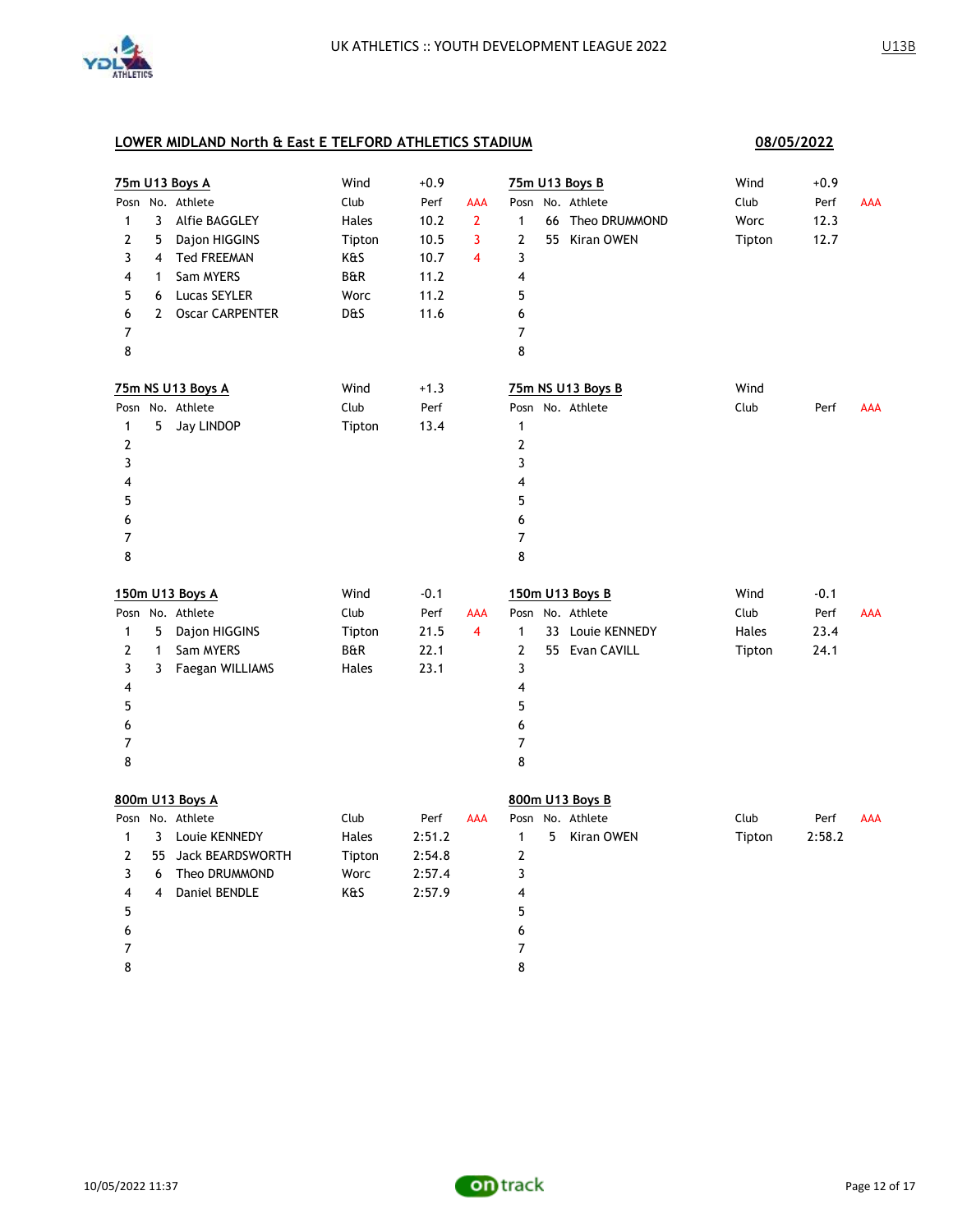## LOWER MIDLAND North & East E TELFORD ATHLETICS STADIUM

**08/05/2022**

### 75m U13 Boys A

Wind: +0.9

| Posn | No. | Athlete | Club | Perf | AAA |
|---|---|---|---|---|---|
| 1 | 3 | Alfie BAGGLEY | Hales | 10.2 | 2 |
| 2 | 5 | Dajon HIGGINS | Tipton | 10.5 | 3 |
| 3 | 4 | Ted FREEMAN | K&S | 10.7 | 4 |
| 4 | 1 | Sam MYERS | B&R | 11.2 | |
| 5 | 6 | Lucas SEYLER | Worc | 11.2 | |
| 6 | 2 | Oscar CARPENTER | D&S | 11.6 | |
| 7 | | | | | |
| 8 | | | | | |

### 75m U13 Boys B

Wind: +0.9

| Posn | No. | Athlete | Club | Perf | AAA |
|---|---|---|---|---|---|
| 1 | 66 | Theo DRUMMOND | Worc | 12.3 | |
| 2 | 55 | Kiran OWEN | Tipton | 12.7 | |
| 3 | | | | | |
| 4 | | | | | |
| 5 | | | | | |
| 6 | | | | | |
| 7 | | | | | |
| 8 | | | | | |

### 75m NS U13 Boys A

Wind: +1.3

| Posn | No. | Athlete | Club | Perf |
|---|---|---|---|---|
| 1 | 5 | Jay LINDOP | Tipton | 13.4 |
| 2 | | | | |
| 3 | | | | |
| 4 | | | | |
| 5 | | | | |
| 6 | | | | |
| 7 | | | | |
| 8 | | | | |

### 75m NS U13 Boys B

Wind:

| Posn | No. | Athlete | Club | Perf | AAA |
|---|---|---|---|---|---|
| 1 | | | | | |
| 2 | | | | | |
| 3 | | | | | |
| 4 | | | | | |
| 5 | | | | | |
| 6 | | | | | |
| 7 | | | | | |
| 8 | | | | | |

### 150m U13 Boys A

Wind: -0.1

| Posn | No. | Athlete | Club | Perf | AAA |
|---|---|---|---|---|---|
| 1 | 5 | Dajon HIGGINS | Tipton | 21.5 | 4 |
| 2 | 1 | Sam MYERS | B&R | 22.1 | |
| 3 | 3 | Faegan WILLIAMS | Hales | 23.1 | |
| 4 | | | | | |
| 5 | | | | | |
| 6 | | | | | |
| 7 | | | | | |
| 8 | | | | | |

### 150m U13 Boys B

Wind: -0.1

| Posn | No. | Athlete | Club | Perf | AAA |
|---|---|---|---|---|---|
| 1 | 33 | Louie KENNEDY | Hales | 23.4 | |
| 2 | 55 | Evan CAVILL | Tipton | 24.1 | |
| 3 | | | | | |
| 4 | | | | | |
| 5 | | | | | |
| 6 | | | | | |
| 7 | | | | | |
| 8 | | | | | |

### 800m U13 Boys A

| Posn | No. | Athlete | Club | Perf | AAA |
|---|---|---|---|---|---|
| 1 | 3 | Louie KENNEDY | Hales | 2:51.2 | |
| 2 | 55 | Jack BEARDSWORTH | Tipton | 2:54.8 | |
| 3 | 6 | Theo DRUMMOND | Worc | 2:57.4 | |
| 4 | 4 | Daniel BENDLE | K&S | 2:57.9 | |
| 5 | | | | | |
| 6 | | | | | |
| 7 | | | | | |
| 8 | | | | | |

### 800m U13 Boys B

| Posn | No. | Athlete | Club | Perf | AAA |
|---|---|---|---|---|---|
| 1 | 5 | Kiran OWEN | Tipton | 2:58.2 | |
| 2 | | | | | |
| 3 | | | | | |
| 4 | | | | | |
| 5 | | | | | |
| 6 | | | | | |
| 7 | | | | | |
| 8 | | | | | |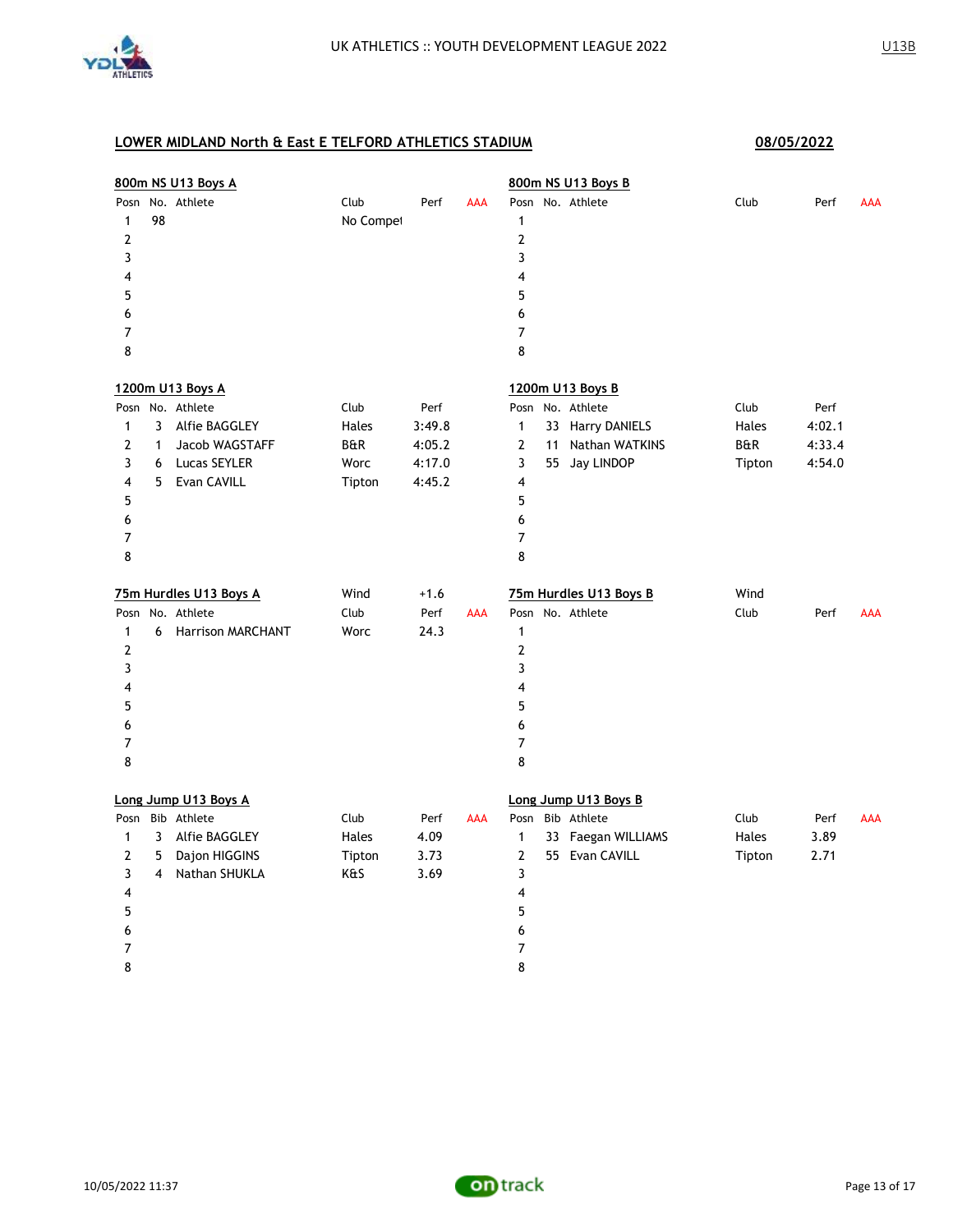## LOWER MIDLAND North & East E TELFORD ATHLETICS STADIUM

**08/05/2022**

### 800m NS U13 Boys A

| Posn | No. | Athlete | Club | Perf | AAA |
|---|---|---|---|---|---|
| 1 | 98 | | No Compet | | |
| 2 | | | | | |
| 3 | | | | | |
| 4 | | | | | |
| 5 | | | | | |
| 6 | | | | | |
| 7 | | | | | |
| 8 | | | | | |

### 800m NS U13 Boys B

| Posn | No. | Athlete | Club | Perf | AAA |
|---|---|---|---|---|---|
| 1 | | | | | |
| 2 | | | | | |
| 3 | | | | | |
| 4 | | | | | |
| 5 | | | | | |
| 6 | | | | | |
| 7 | | | | | |
| 8 | | | | | |

### 1200m U13 Boys A

| Posn | No. | Athlete | Club | Perf |
|---|---|---|---|---|
| 1 | 3 | Alfie BAGGLEY | Hales | 3:49.8 |
| 2 | 1 | Jacob WAGSTAFF | B&R | 4:05.2 |
| 3 | 6 | Lucas SEYLER | Worc | 4:17.0 |
| 4 | 5 | Evan CAVILL | Tipton | 4:45.2 |
| 5 | | | | |
| 6 | | | | |
| 7 | | | | |
| 8 | | | | |

### 1200m U13 Boys B

| Posn | No. | Athlete | Club | Perf |
|---|---|---|---|---|
| 1 | 33 | Harry DANIELS | Hales | 4:02.1 |
| 2 | 11 | Nathan WATKINS | B&R | 4:33.4 |
| 3 | 55 | Jay LINDOP | Tipton | 4:54.0 |
| 4 | | | | |
| 5 | | | | |
| 6 | | | | |
| 7 | | | | |
| 8 | | | | |

### 75m Hurdles U13 Boys A

Wind +1.6

| Posn | No. | Athlete | Club | Perf | AAA |
|---|---|---|---|---|---|
| 1 | 6 | Harrison MARCHANT | Worc | 24.3 | |
| 2 | | | | | |
| 3 | | | | | |
| 4 | | | | | |
| 5 | | | | | |
| 6 | | | | | |
| 7 | | | | | |
| 8 | | | | | |

### 75m Hurdles U13 Boys B

Wind

| Posn | No. | Athlete | Club | Perf | AAA |
|---|---|---|---|---|---|
| 1 | | | | | |
| 2 | | | | | |
| 3 | | | | | |
| 4 | | | | | |
| 5 | | | | | |
| 6 | | | | | |
| 7 | | | | | |
| 8 | | | | | |

### Long Jump U13 Boys A

| Posn | Bib | Athlete | Club | Perf | AAA |
|---|---|---|---|---|---|
| 1 | 3 | Alfie BAGGLEY | Hales | 4.09 | |
| 2 | 5 | Dajon HIGGINS | Tipton | 3.73 | |
| 3 | 4 | Nathan SHUKLA | K&S | 3.69 | |
| 4 | | | | | |
| 5 | | | | | |
| 6 | | | | | |
| 7 | | | | | |
| 8 | | | | | |

### Long Jump U13 Boys B

| Posn | Bib | Athlete | Club | Perf | AAA |
|---|---|---|---|---|---|
| 1 | 33 | Faegan WILLIAMS | Hales | 3.89 | |
| 2 | 55 | Evan CAVILL | Tipton | 2.71 | |
| 3 | | | | | |
| 4 | | | | | |
| 5 | | | | | |
| 6 | | | | | |
| 7 | | | | | |
| 8 | | | | | |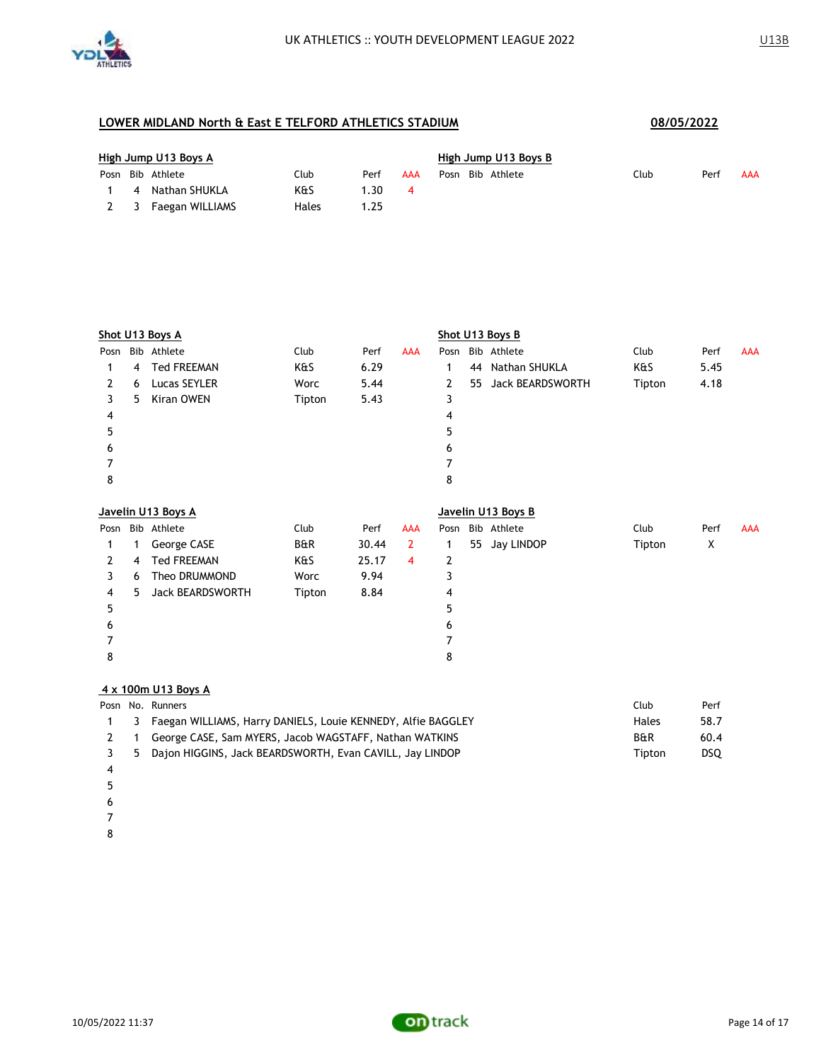UK ATHLETICS :: YOUTH DEVELOPMENT LEAGUE 2022

U13B

## LOWER MIDLAND North & East E TELFORD ATHLETICS STADIUM

08/05/2022

### High Jump U13 Boys A

| Posn | Bib | Athlete | Club | Perf | AAA |
|---|---|---|---|---|---|
| 1 | 4 | Nathan SHUKLA | K&S | 1.30 | 4 |
| 2 | 3 | Faegan WILLIAMS | Hales | 1.25 | |

### High Jump U13 Boys B

| Posn | Bib | Athlete | Club | Perf | AAA |
|---|---|---|---|---|---|

### Shot U13 Boys A

| Posn | Bib | Athlete | Club | Perf | AAA |
|---|---|---|---|---|---|
| 1 | 4 | Ted FREEMAN | K&S | 6.29 | |
| 2 | 6 | Lucas SEYLER | Worc | 5.44 | |
| 3 | 5 | Kiran OWEN | Tipton | 5.43 | |
| 4 | | | | | |
| 5 | | | | | |
| 6 | | | | | |
| 7 | | | | | |
| 8 | | | | | |

### Shot U13 Boys B

| Posn | Bib | Athlete | Club | Perf | AAA |
|---|---|---|---|---|---|
| 1 | 44 | Nathan SHUKLA | K&S | 5.45 | |
| 2 | 55 | Jack BEARDSWORTH | Tipton | 4.18 | |
| 3 | | | | | |
| 4 | | | | | |
| 5 | | | | | |
| 6 | | | | | |
| 7 | | | | | |
| 8 | | | | | |

### Javelin U13 Boys A

| Posn | Bib | Athlete | Club | Perf | AAA |
|---|---|---|---|---|---|
| 1 | 1 | George CASE | B&R | 30.44 | 2 |
| 2 | 4 | Ted FREEMAN | K&S | 25.17 | 4 |
| 3 | 6 | Theo DRUMMOND | Worc | 9.94 | |
| 4 | 5 | Jack BEARDSWORTH | Tipton | 8.84 | |
| 5 | | | | | |
| 6 | | | | | |
| 7 | | | | | |
| 8 | | | | | |

### Javelin U13 Boys B

| Posn | Bib | Athlete | Club | Perf | AAA |
|---|---|---|---|---|---|
| 1 | 55 | Jay LINDOP | Tipton | X | |
| 2 | | | | | |
| 3 | | | | | |
| 4 | | | | | |
| 5 | | | | | |
| 6 | | | | | |
| 7 | | | | | |
| 8 | | | | | |

### 4 x 100m U13 Boys A

| Posn | No. | Runners | Club | Perf |
|---|---|---|---|---|
| 1 | 3 | Faegan WILLIAMS, Harry DANIELS, Louie KENNEDY, Alfie BAGGLEY | Hales | 58.7 |
| 2 | 1 | George CASE, Sam MYERS, Jacob WAGSTAFF, Nathan WATKINS | B&R | 60.4 |
| 3 | 5 | Dajon HIGGINS, Jack BEARDSWORTH, Evan CAVILL, Jay LINDOP | Tipton | DSQ |
| 4 | | | | |
| 5 | | | | |
| 6 | | | | |
| 7 | | | | |
| 8 | | | | |

10/05/2022 11:37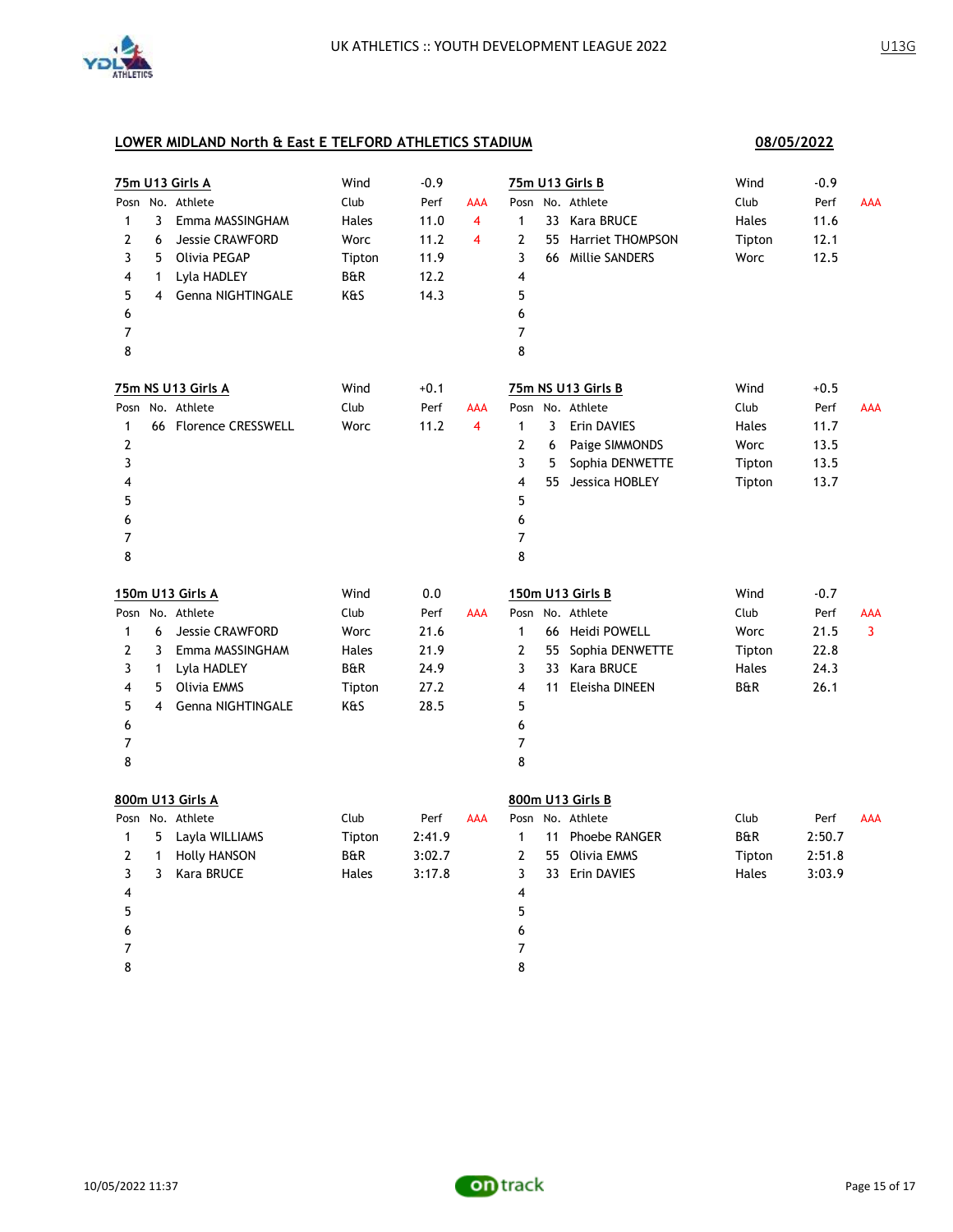## LOWER MIDLAND North & East E TELFORD ATHLETICS STADIUM

**08/05/2022**

### 75m U13 Girls A

Wind: -0.9

| Posn | No. | Athlete | Club | Perf | AAA |
|---|---|---|---|---|---|
| 1 | 3 | Emma MASSINGHAM | Hales | 11.0 | 4 |
| 2 | 6 | Jessie CRAWFORD | Worc | 11.2 | 4 |
| 3 | 5 | Olivia PEGAP | Tipton | 11.9 | |
| 4 | 1 | Lyla HADLEY | B&R | 12.2 | |
| 5 | 4 | Genna NIGHTINGALE | K&S | 14.3 | |
| 6 | | | | | |
| 7 | | | | | |
| 8 | | | | | |

### 75m U13 Girls B

Wind: -0.9

| Posn | No. | Athlete | Club | Perf | AAA |
|---|---|---|---|---|---|
| 1 | 33 | Kara BRUCE | Hales | 11.6 | |
| 2 | 55 | Harriet THOMPSON | Tipton | 12.1 | |
| 3 | 66 | Millie SANDERS | Worc | 12.5 | |
| 4 | | | | | |
| 5 | | | | | |
| 6 | | | | | |
| 7 | | | | | |
| 8 | | | | | |

### 75m NS U13 Girls A

Wind: +0.1

| Posn | No. | Athlete | Club | Perf | AAA |
|---|---|---|---|---|---|
| 1 | 66 | Florence CRESSWELL | Worc | 11.2 | 4 |
| 2 | | | | | |
| 3 | | | | | |
| 4 | | | | | |
| 5 | | | | | |
| 6 | | | | | |
| 7 | | | | | |
| 8 | | | | | |

### 75m NS U13 Girls B

Wind: +0.5

| Posn | No. | Athlete | Club | Perf | AAA |
|---|---|---|---|---|---|
| 1 | 3 | Erin DAVIES | Hales | 11.7 | |
| 2 | 6 | Paige SIMMONDS | Worc | 13.5 | |
| 3 | 5 | Sophia DENWETTE | Tipton | 13.5 | |
| 4 | 55 | Jessica HOBLEY | Tipton | 13.7 | |
| 5 | | | | | |
| 6 | | | | | |
| 7 | | | | | |
| 8 | | | | | |

### 150m U13 Girls A

Wind: 0.0

| Posn | No. | Athlete | Club | Perf | AAA |
|---|---|---|---|---|---|
| 1 | 6 | Jessie CRAWFORD | Worc | 21.6 | |
| 2 | 3 | Emma MASSINGHAM | Hales | 21.9 | |
| 3 | 1 | Lyla HADLEY | B&R | 24.9 | |
| 4 | 5 | Olivia EMMS | Tipton | 27.2 | |
| 5 | 4 | Genna NIGHTINGALE | K&S | 28.5 | |
| 6 | | | | | |
| 7 | | | | | |
| 8 | | | | | |

### 150m U13 Girls B

Wind: -0.7

| Posn | No. | Athlete | Club | Perf | AAA |
|---|---|---|---|---|---|
| 1 | 66 | Heidi POWELL | Worc | 21.5 | 3 |
| 2 | 55 | Sophia DENWETTE | Tipton | 22.8 | |
| 3 | 33 | Kara BRUCE | Hales | 24.3 | |
| 4 | 11 | Eleisha DINEEN | B&R | 26.1 | |
| 5 | | | | | |
| 6 | | | | | |
| 7 | | | | | |
| 8 | | | | | |

### 800m U13 Girls A

| Posn | No. | Athlete | Club | Perf | AAA |
|---|---|---|---|---|---|
| 1 | 5 | Layla WILLIAMS | Tipton | 2:41.9 | |
| 2 | 1 | Holly HANSON | B&R | 3:02.7 | |
| 3 | 3 | Kara BRUCE | Hales | 3:17.8 | |
| 4 | | | | | |
| 5 | | | | | |
| 6 | | | | | |
| 7 | | | | | |
| 8 | | | | | |

### 800m U13 Girls B

| Posn | No. | Athlete | Club | Perf | AAA |
|---|---|---|---|---|---|
| 1 | 11 | Phoebe RANGER | B&R | 2:50.7 | |
| 2 | 55 | Olivia EMMS | Tipton | 2:51.8 | |
| 3 | 33 | Erin DAVIES | Hales | 3:03.9 | |
| 4 | | | | | |
| 5 | | | | | |
| 6 | | | | | |
| 7 | | | | | |
| 8 | | | | | |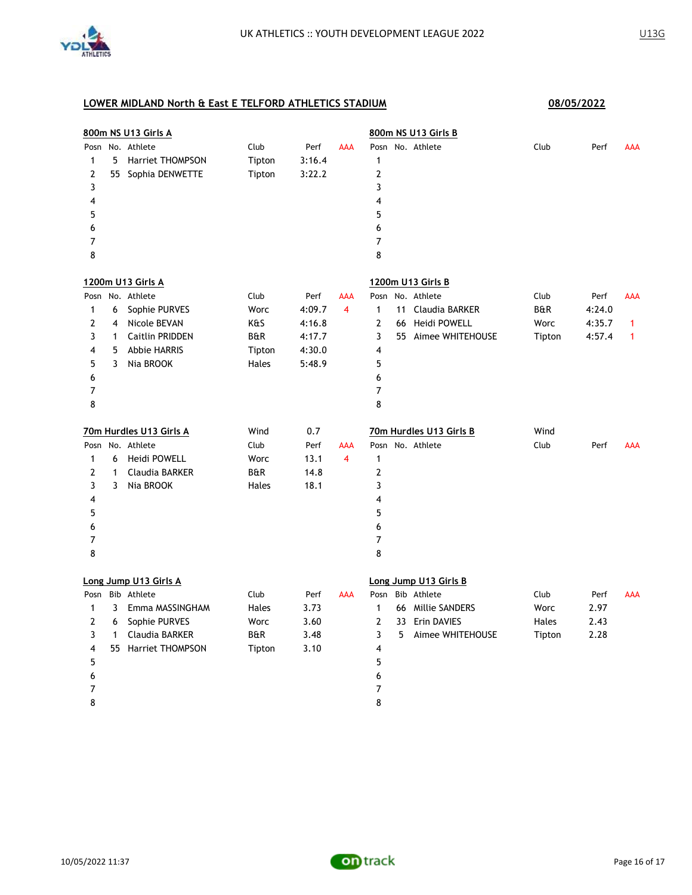## LOWER MIDLAND North & East E TELFORD ATHLETICS STADIUM

**08/05/2022**

### 800m NS U13 Girls A

| Posn | No. | Athlete | Club | Perf | AAA |
|---|---|---|---|---|---|
| 1 | 5 | Harriet THOMPSON | Tipton | 3:16.4 | |
| 2 | 55 | Sophia DENWETTE | Tipton | 3:22.2 | |
| 3 | | | | | |
| 4 | | | | | |
| 5 | | | | | |
| 6 | | | | | |
| 7 | | | | | |
| 8 | | | | | |

### 800m NS U13 Girls B

| Posn | No. | Athlete | Club | Perf | AAA |
|---|---|---|---|---|---|
| 1 | | | | | |
| 2 | | | | | |
| 3 | | | | | |
| 4 | | | | | |
| 5 | | | | | |
| 6 | | | | | |
| 7 | | | | | |
| 8 | | | | | |

### 1200m U13 Girls A

| Posn | No. | Athlete | Club | Perf | AAA |
|---|---|---|---|---|---|
| 1 | 6 | Sophie PURVES | Worc | 4:09.7 | 4 |
| 2 | 4 | Nicole BEVAN | K&S | 4:16.8 | |
| 3 | 1 | Caitlin PRIDDEN | B&R | 4:17.7 | |
| 4 | 5 | Abbie HARRIS | Tipton | 4:30.0 | |
| 5 | 3 | Nia BROOK | Hales | 5:48.9 | |
| 6 | | | | | |
| 7 | | | | | |
| 8 | | | | | |

### 1200m U13 Girls B

| Posn | No. | Athlete | Club | Perf | AAA |
|---|---|---|---|---|---|
| 1 | 11 | Claudia BARKER | B&R | 4:24.0 | |
| 2 | 66 | Heidi POWELL | Worc | 4:35.7 | 1 |
| 3 | 55 | Aimee WHITEHOUSE | Tipton | 4:57.4 | 1 |
| 4 | | | | | |
| 5 | | | | | |
| 6 | | | | | |
| 7 | | | | | |
| 8 | | | | | |

### 70m Hurdles U13 Girls A

Wind 0.7

| Posn | No. | Athlete | Club | Perf | AAA |
|---|---|---|---|---|---|
| 1 | 6 | Heidi POWELL | Worc | 13.1 | 4 |
| 2 | 1 | Claudia BARKER | B&R | 14.8 | |
| 3 | 3 | Nia BROOK | Hales | 18.1 | |
| 4 | | | | | |
| 5 | | | | | |
| 6 | | | | | |
| 7 | | | | | |
| 8 | | | | | |

### 70m Hurdles U13 Girls B

Wind

| Posn | No. | Athlete | Club | Perf | AAA |
|---|---|---|---|---|---|
| 1 | | | | | |
| 2 | | | | | |
| 3 | | | | | |
| 4 | | | | | |
| 5 | | | | | |
| 6 | | | | | |
| 7 | | | | | |
| 8 | | | | | |

### Long Jump U13 Girls A

| Posn | Bib | Athlete | Club | Perf | AAA |
|---|---|---|---|---|---|
| 1 | 3 | Emma MASSINGHAM | Hales | 3.73 | |
| 2 | 6 | Sophie PURVES | Worc | 3.60 | |
| 3 | 1 | Claudia BARKER | B&R | 3.48 | |
| 4 | 55 | Harriet THOMPSON | Tipton | 3.10 | |
| 5 | | | | | |
| 6 | | | | | |
| 7 | | | | | |
| 8 | | | | | |

### Long Jump U13 Girls B

| Posn | Bib | Athlete | Club | Perf | AAA |
|---|---|---|---|---|---|
| 1 | 66 | Millie SANDERS | Worc | 2.97 | |
| 2 | 33 | Erin DAVIES | Hales | 2.43 | |
| 3 | 5 | Aimee WHITEHOUSE | Tipton | 2.28 | |
| 4 | | | | | |
| 5 | | | | | |
| 6 | | | | | |
| 7 | | | | | |
| 8 | | | | | |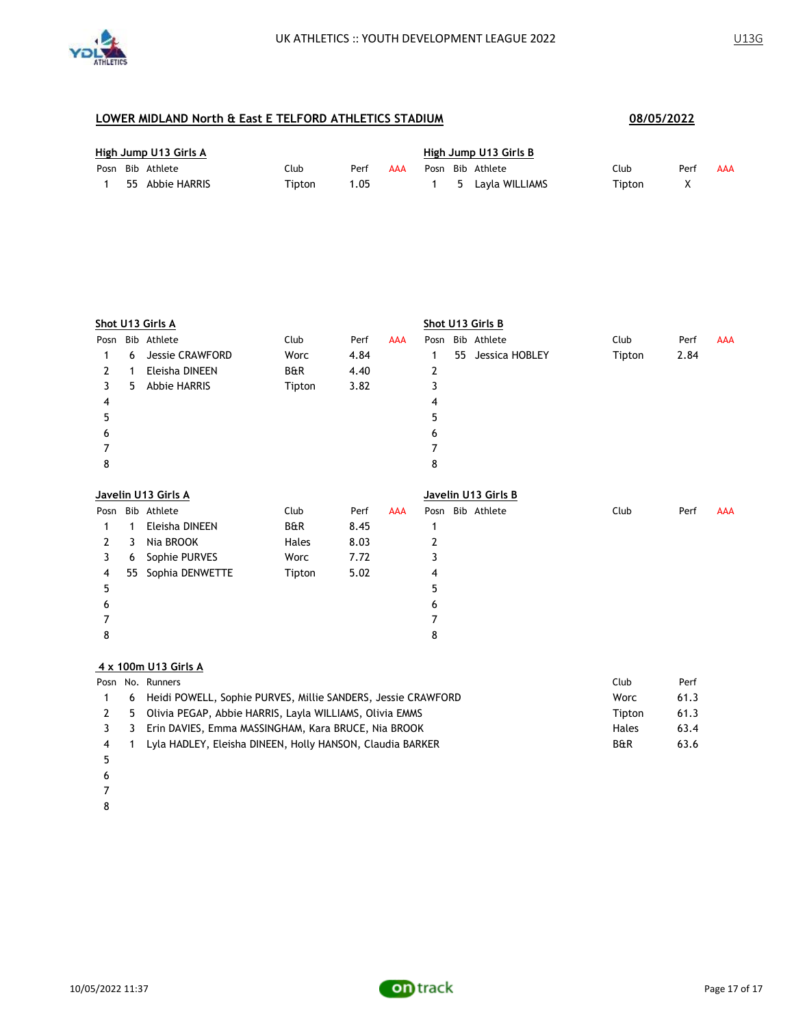UK ATHLETICS :: YOUTH DEVELOPMENT LEAGUE 2022

U13G

## LOWER MIDLAND North & East E TELFORD ATHLETICS STADIUM

**08/05/2022**

### High Jump U13 Girls A

| Posn | Bib | Athlete | Club | Perf | AAA |
|---|---|---|---|---|---|
| 1 | 55 | Abbie HARRIS | Tipton | 1.05 | |

### High Jump U13 Girls B

| Posn | Bib | Athlete | Club | Perf | AAA |
|---|---|---|---|---|---|
| 1 | 5 | Layla WILLIAMS | Tipton | X | |

### Shot U13 Girls A

| Posn | Bib | Athlete | Club | Perf | AAA |
|---|---|---|---|---|---|
| 1 | 6 | Jessie CRAWFORD | Worc | 4.84 | |
| 2 | 1 | Eleisha DINEEN | B&R | 4.40 | |
| 3 | 5 | Abbie HARRIS | Tipton | 3.82 | |
| 4 | | | | | |
| 5 | | | | | |
| 6 | | | | | |
| 7 | | | | | |
| 8 | | | | | |

### Shot U13 Girls B

| Posn | Bib | Athlete | Club | Perf | AAA |
|---|---|---|---|---|---|
| 1 | 55 | Jessica HOBLEY | Tipton | 2.84 | |
| 2 | | | | | |
| 3 | | | | | |
| 4 | | | | | |
| 5 | | | | | |
| 6 | | | | | |
| 7 | | | | | |
| 8 | | | | | |

### Javelin U13 Girls A

| Posn | Bib | Athlete | Club | Perf | AAA |
|---|---|---|---|---|---|
| 1 | 1 | Eleisha DINEEN | B&R | 8.45 | |
| 2 | 3 | Nia BROOK | Hales | 8.03 | |
| 3 | 6 | Sophie PURVES | Worc | 7.72 | |
| 4 | 55 | Sophia DENWETTE | Tipton | 5.02 | |
| 5 | | | | | |
| 6 | | | | | |
| 7 | | | | | |
| 8 | | | | | |

### Javelin U13 Girls B

| Posn | Bib | Athlete | Club | Perf | AAA |
|---|---|---|---|---|---|
| 1 | | | | | |
| 2 | | | | | |
| 3 | | | | | |
| 4 | | | | | |
| 5 | | | | | |
| 6 | | | | | |
| 7 | | | | | |
| 8 | | | | | |

### 4 x 100m U13 Girls A

| Posn | No. | Runners | Club | Perf |
|---|---|---|---|---|
| 1 | 6 | Heidi POWELL, Sophie PURVES, Millie SANDERS, Jessie CRAWFORD | Worc | 61.3 |
| 2 | 5 | Olivia PEGAP, Abbie HARRIS, Layla WILLIAMS, Olivia EMMS | Tipton | 61.3 |
| 3 | 3 | Erin DAVIES, Emma MASSINGHAM, Kara BRUCE, Nia BROOK | Hales | 63.4 |
| 4 | 1 | Lyla HADLEY, Eleisha DINEEN, Holly HANSON, Claudia BARKER | B&R | 63.6 |
| 5 | | | | |
| 6 | | | | |
| 7 | | | | |
| 8 | | | | |

10/05/2022 11:37